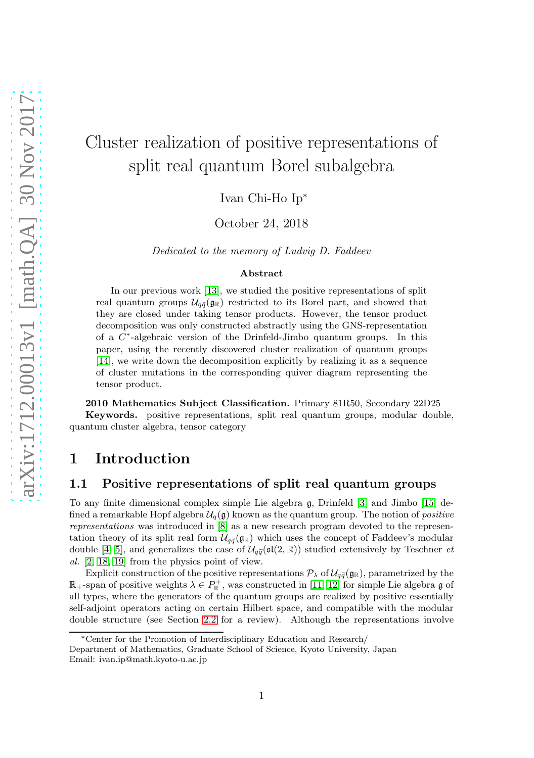# Cluster realization of positive representations of split real quantum Borel subalgebra

Ivan Chi-Ho Ip*

October 24, 2018

*Dedicated to the memory of Ludvig D. Faddeev*

### Abstract

In our previous work [13], we studied the positive representations of split real quantum groups $\mathcal{U}_{q\tilde{q}}(\mathfrak{g}_\mathbb{R})$ restricted to its Borel part, and showed that they are closed under taking tensor products. However, the tensor product decomposition was only constructed abstractly using the GNS-representation of a $C^*$-algebraic version of the Drinfeld-Jimbo quantum groups. In this paper, using the recently discovered cluster realization of quantum groups [14], we write down the decomposition explicitly by realizing it as a sequence of cluster mutations in the corresponding quiver diagram representing the tensor product.

**2010 Mathematics Subject Classification.** Primary 81R50, Secondary 22D25

**Keywords.** positive representations, split real quantum groups, modular double, quantum cluster algebra, tensor category

## 1 Introduction

### 1.1 Positive representations of split real quantum groups

To any finite dimensional complex simple Lie algebra $\mathfrak{g}$, Drinfeld [3] and Jimbo [15] defined a remarkable Hopf algebra $\mathcal{U}_q(\mathfrak{g})$ known as the quantum group. The notion of *positive representations* was introduced in [8] as a new research program devoted to the representation theory of its split real form $\mathcal{U}_{q\tilde{q}}(\mathfrak{g}_\mathbb{R})$ which uses the concept of Faddeev's modular double [4, 5], and generalizes the case of $\mathcal{U}_{q\tilde{q}}(\mathfrak{sl}(2,\mathbb{R}))$ studied extensively by Teschner *et al.* [2, 18, 19] from the physics point of view.

Explicit construction of the positive representations $\mathcal{P}_\lambda$ of $\mathcal{U}_{q\tilde{q}}(\mathfrak{g}_\mathbb{R})$, parametrized by the $\mathbb{R}_+$-span of positive weights $\lambda \in P_\mathbb{R}^+$, was constructed in [11, 12] for simple Lie algebra $\mathfrak{g}$ of all types, where the generators of the quantum groups are realized by positive essentially self-adjoint operators acting on certain Hilbert space, and compatible with the modular double structure (see Section 2.2 for a review). Although the representations involve

---

*Center for the Promotion of Interdisciplinary Education and Research/
Department of Mathematics, Graduate School of Science, Kyoto University, Japan
Email: ivan.ip@math.kyoto-u.ac.jp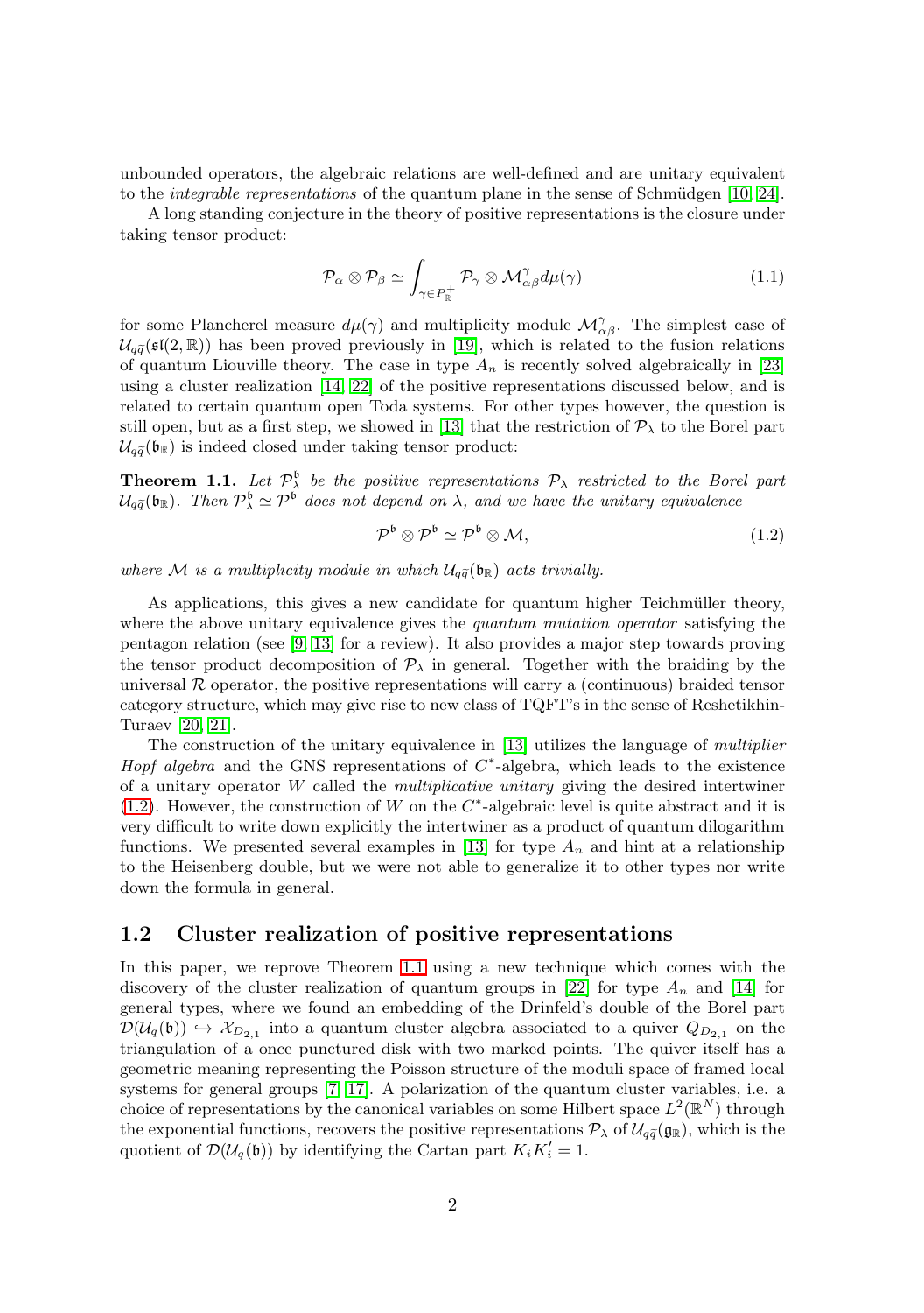unbounded operators, the algebraic relations are well-defined and are unitary equivalent to the *integrable representations* of the quantum plane in the sense of Schmüdgen [10, 24].

A long standing conjecture in the theory of positive representations is the closure under taking tensor product:

$$\mathcal{P}_\alpha \otimes \mathcal{P}_\beta \simeq \int_{\gamma \in P_{\mathbb{R}}^+} \mathcal{P}_\gamma \otimes \mathcal{M}_{\alpha\beta}^\gamma d\mu(\gamma) \tag{1.1}$$

for some Plancherel measure $d\mu(\gamma)$ and multiplicity module $\mathcal{M}_{\alpha\beta}^\gamma$. The simplest case of $\mathcal{U}_{q\widetilde{q}}(\mathfrak{sl}(2,\mathbb{R}))$ has been proved previously in [19], which is related to the fusion relations of quantum Liouville theory. The case in type $A_n$ is recently solved algebraically in [23] using a cluster realization [14, 22] of the positive representations discussed below, and is related to certain quantum open Toda systems. For other types however, the question is still open, but as a first step, we showed in [13] that the restriction of $\mathcal{P}_\lambda$ to the Borel part $\mathcal{U}_{q\widetilde{q}}(\mathfrak{b}_\mathbb{R})$ is indeed closed under taking tensor product:

**Theorem 1.1.** *Let $\mathcal{P}_\lambda^\mathfrak{b}$ be the positive representations $\mathcal{P}_\lambda$ restricted to the Borel part $\mathcal{U}_{q\widetilde{q}}(\mathfrak{b}_\mathbb{R})$. Then $\mathcal{P}_\lambda^\mathfrak{b} \simeq \mathcal{P}^\mathfrak{b}$ does not depend on $\lambda$, and we have the unitary equivalence*

$$\mathcal{P}^\mathfrak{b} \otimes \mathcal{P}^\mathfrak{b} \simeq \mathcal{P}^\mathfrak{b} \otimes \mathcal{M}, \tag{1.2}$$

*where $\mathcal{M}$ is a multiplicity module in which $\mathcal{U}_{q\widetilde{q}}(\mathfrak{b}_\mathbb{R})$ acts trivially.*

As applications, this gives a new candidate for quantum higher Teichmüller theory, where the above unitary equivalence gives the *quantum mutation operator* satisfying the pentagon relation (see [9, 13] for a review). It also provides a major step towards proving the tensor product decomposition of $\mathcal{P}_\lambda$ in general. Together with the braiding by the universal $\mathcal{R}$ operator, the positive representations will carry a (continuous) braided tensor category structure, which may give rise to new class of TQFT's in the sense of Reshetikhin-Turaev [20, 21].

The construction of the unitary equivalence in [13] utilizes the language of *multiplier Hopf algebra* and the GNS representations of $C^*$-algebra, which leads to the existence of a unitary operator $W$ called the *multiplicative unitary* giving the desired intertwiner (1.2). However, the construction of $W$ on the $C^*$-algebraic level is quite abstract and it is very difficult to write down explicitly the intertwiner as a product of quantum dilogarithm functions. We presented several examples in [13] for type $A_n$ and hint at a relationship to the Heisenberg double, but we were not able to generalize it to other types nor write down the formula in general.

## 1.2 Cluster realization of positive representations

In this paper, we reprove Theorem 1.1 using a new technique which comes with the discovery of the cluster realization of quantum groups in [22] for type $A_n$ and [14] for general types, where we found an embedding of the Drinfeld's double of the Borel part $\mathcal{D}(\mathcal{U}_q(\mathfrak{b})) \hookrightarrow \mathcal{X}_{D_{2,1}}$ into a quantum cluster algebra associated to a quiver $Q_{D_{2,1}}$ on the triangulation of a once punctured disk with two marked points. The quiver itself has a geometric meaning representing the Poisson structure of the moduli space of framed local systems for general groups [7, 17]. A polarization of the quantum cluster variables, i.e. a choice of representations by the canonical variables on some Hilbert space $L^2(\mathbb{R}^N)$ through the exponential functions, recovers the positive representations $\mathcal{P}_\lambda$ of $\mathcal{U}_{q\widetilde{q}}(\mathfrak{g}_\mathbb{R})$, which is the quotient of $\mathcal{D}(\mathcal{U}_q(\mathfrak{b}))$ by identifying the Cartan part $K_iK_i' = 1$.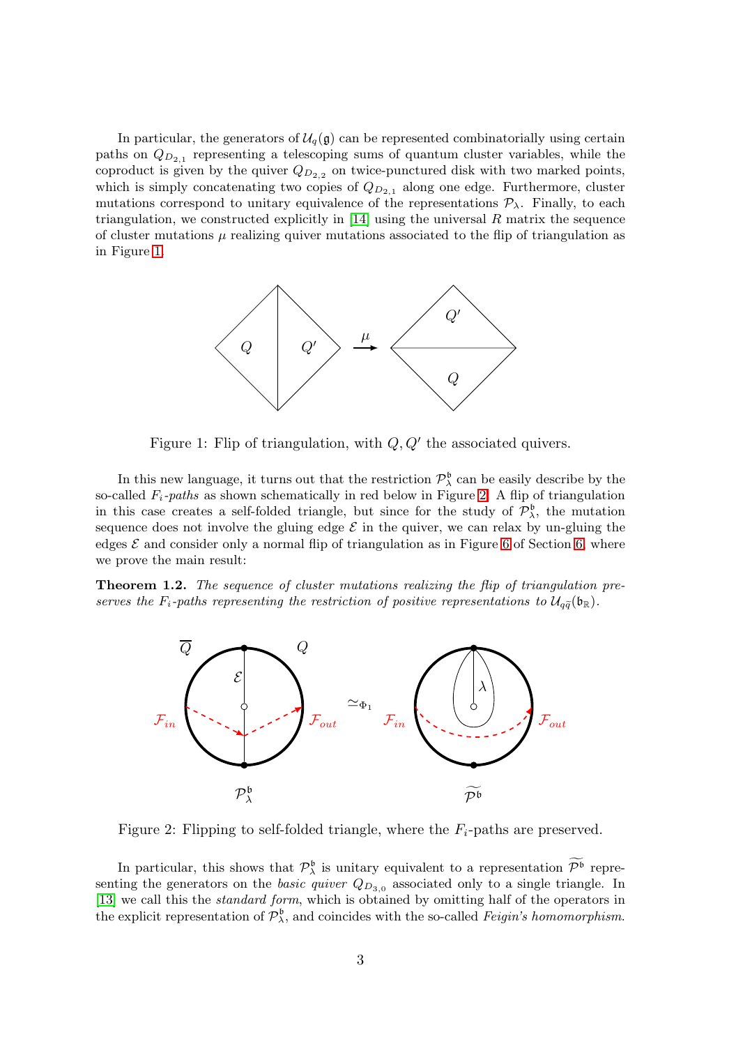In particular, the generators of $\mathcal{U}_q(\mathfrak{g})$ can be represented combinatorially using certain paths on $Q_{D_{2,1}}$ representing a telescoping sums of quantum cluster variables, while the coproduct is given by the quiver $Q_{D_{2,2}}$ on twice-punctured disk with two marked points, which is simply concatenating two copies of $Q_{D_{2,1}}$ along one edge. Furthermore, cluster mutations correspond to unitary equivalence of the representations $\mathcal{P}_\lambda$. Finally, to each triangulation, we constructed explicitly in [14] using the universal $R$ matrix the sequence of cluster mutations $\mu$ realizing quiver mutations associated to the flip of triangulation as in Figure 1.

$Q$

$Q'$

$\mu$

$Q'$

$Q$

Figure 1: Flip of triangulation, with $Q, Q'$ the associated quivers.

In this new language, it turns out that the restriction $\mathcal{P}_\lambda^\mathfrak{b}$ can be easily describe by the so-called $F_i$*-paths* as shown schematically in red below in Figure 2. A flip of triangulation in this case creates a self-folded triangle, but since for the study of $\mathcal{P}_\lambda^\mathfrak{b}$, the mutation sequence does not involve the gluing edge $\mathcal{E}$ in the quiver, we can relax by un-gluing the edges $\mathcal{E}$ and consider only a normal flip of triangulation as in Figure 6 of Section 6, where we prove the main result:

**Theorem 1.2.** *The sequence of cluster mutations realizing the flip of triangulation preserves the $F_i$-paths representing the restriction of positive representations to $\mathcal{U}_{q\widetilde{q}}(\mathfrak{b}_\mathbb{R})$.*

$\overline{Q}$

$Q$

$\mathcal{E}$

$\mathcal{F}_{in}$

$\mathcal{F}_{out}$

$\simeq_{\Phi_1}$

$\lambda$

$\mathcal{F}_{in}$

$\mathcal{F}_{out}$

$\mathcal{P}_\lambda^\mathfrak{b}$

$\widetilde{\mathcal{P}^\mathfrak{b}}$

Figure 2: Flipping to self-folded triangle, where the $F_i$-paths are preserved.

In particular, this shows that $\mathcal{P}_\lambda^\mathfrak{b}$ is unitary equivalent to a representation $\widetilde{\mathcal{P}^\mathfrak{b}}$ representing the generators on the *basic quiver* $Q_{D_{3,0}}$ associated only to a single triangle. In [13] we call this the *standard form*, which is obtained by omitting half of the operators in the explicit representation of $\mathcal{P}_\lambda^\mathfrak{b}$, and coincides with the so-called *Feigin's homomorphism*.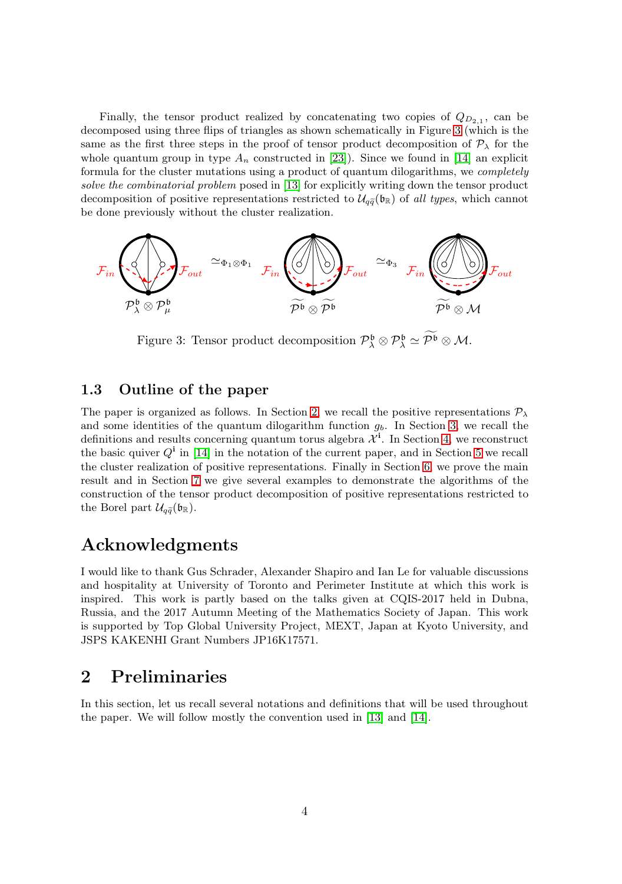Finally, the tensor product realized by concatenating two copies of $Q_{D_{2,1}}$, can be decomposed using three flips of triangles as shown schematically in Figure 3 (which is the same as the first three steps in the proof of tensor product decomposition of $\mathcal{P}_\lambda$ for the whole quantum group in type $A_n$ constructed in [23]). Since we found in [14] an explicit formula for the cluster mutations using a product of quantum dilogarithms, we *completely solve the combinatorial problem* posed in [13] for explicitly writing down the tensor product decomposition of positive representations restricted to $\mathcal{U}_{q\widetilde{q}}(\mathfrak{b}_\mathbb{R})$ of *all types*, which cannot be done previously without the cluster realization.

$\mathcal{F}_{in}$ $\mathcal{F}_{out}$ $\simeq_{\Phi_1 \otimes \Phi_1}$ $\mathcal{F}_{in}$ $\mathcal{F}_{out}$ $\simeq_{\Phi_3}$ $\mathcal{F}_{in}$ $\mathcal{F}_{out}$

$\mathcal{P}_\lambda^\mathfrak{b} \otimes \mathcal{P}_\mu^\mathfrak{b}$ $\widetilde{\mathcal{P}^\mathfrak{b}} \otimes \widetilde{\mathcal{P}^\mathfrak{b}}$ $\widetilde{\mathcal{P}^\mathfrak{b}} \otimes \mathcal{M}$

Figure 3: Tensor product decomposition $\mathcal{P}_\lambda^\mathfrak{b} \otimes \mathcal{P}_\lambda^\mathfrak{b} \simeq \widetilde{\mathcal{P}^\mathfrak{b}} \otimes \mathcal{M}$.

### 1.3 Outline of the paper

The paper is organized as follows. In Section 2, we recall the positive representations $\mathcal{P}_\lambda$ and some identities of the quantum dilogarithm function $g_b$. In Section 3, we recall the definitions and results concerning quantum torus algebra $\mathcal{X}^\mathbf{i}$. In Section 4, we reconstruct the basic quiver $Q^\mathbf{i}$ in [14] in the notation of the current paper, and in Section 5 we recall the cluster realization of positive representations. Finally in Section 6, we prove the main result and in Section 7 we give several examples to demonstrate the algorithms of the construction of the tensor product decomposition of positive representations restricted to the Borel part $\mathcal{U}_{q\widetilde{q}}(\mathfrak{b}_\mathbb{R})$.

## Acknowledgments

I would like to thank Gus Schrader, Alexander Shapiro and Ian Le for valuable discussions and hospitality at University of Toronto and Perimeter Institute at which this work is inspired. This work is partly based on the talks given at CQIS-2017 held in Dubna, Russia, and the 2017 Autumn Meeting of the Mathematics Society of Japan. This work is supported by Top Global University Project, MEXT, Japan at Kyoto University, and JSPS KAKENHI Grant Numbers JP16K17571.

## 2 Preliminaries

In this section, let us recall several notations and definitions that will be used throughout the paper. We will follow mostly the convention used in [13] and [14].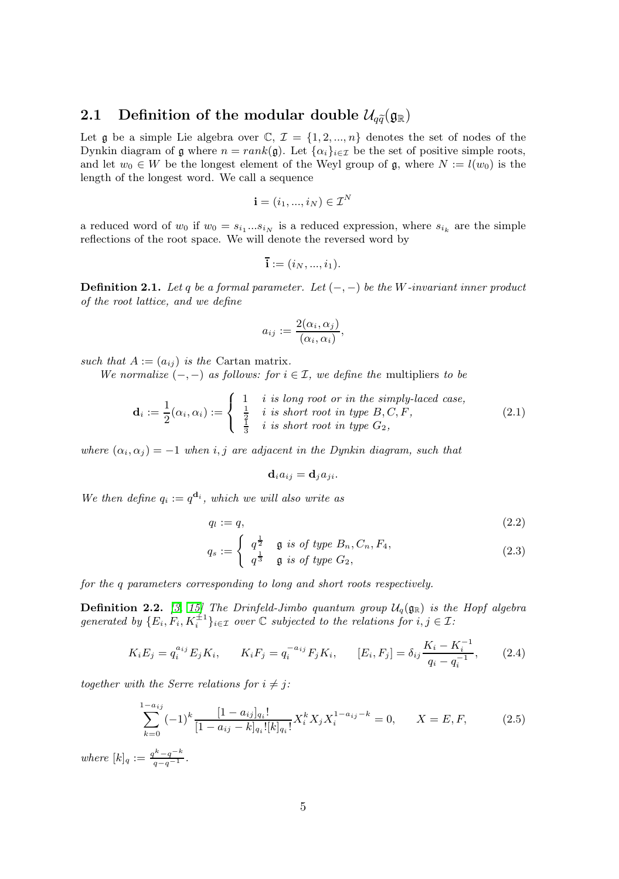## 2.1 Definition of the modular double $\mathcal{U}_{q\widetilde{q}}(\mathfrak{g}_{\mathbb{R}})$

Let $\mathfrak{g}$ be a simple Lie algebra over $\mathbb{C}$, $\mathcal{I} = \{1, 2, ..., n\}$ denotes the set of nodes of the Dynkin diagram of $\mathfrak{g}$ where $n = rank(\mathfrak{g})$. Let $\{\alpha_i\}_{i\in\mathcal{I}}$ be the set of positive simple roots, and let $w_0 \in W$ be the longest element of the Weyl group of $\mathfrak{g}$, where $N := l(w_0)$ is the length of the longest word. We call a sequence

$$\mathbf{i} = (i_1, ..., i_N) \in \mathcal{I}^N$$

a reduced word of $w_0$ if $w_0 = s_{i_1}...s_{i_N}$ is a reduced expression, where $s_{i_k}$ are the simple reflections of the root space. We will denote the reversed word by

$$\overline{\mathbf{i}} := (i_N, ..., i_1).$$

**Definition 2.1.** *Let $q$ be a formal parameter. Let $(-,-)$ be the $W$-invariant inner product of the root lattice, and we define*

$$a_{ij} := \frac{2(\alpha_i, \alpha_j)}{(\alpha_i, \alpha_i)},$$

*such that $A := (a_{ij})$ is the* Cartan matrix*.*

*We normalize $(-,-)$ as follows: for $i \in \mathcal{I}$, we define the* multipliers *to be*

$$\mathbf{d}_i := \frac{1}{2}(\alpha_i, \alpha_i) := \begin{cases} 1 & i \text{ is long root or in the simply-laced case,} \\ \frac{1}{2} & i \text{ is short root in type } B, C, F, \\ \frac{1}{3} & i \text{ is short root in type } G_2, \end{cases} \tag{2.1}$$

*where $(\alpha_i, \alpha_j) = -1$ when $i, j$ are adjacent in the Dynkin diagram, such that*

$$\mathbf{d}_i a_{ij} = \mathbf{d}_j a_{ji}.$$

*We then define $q_i := q^{\mathbf{d}_i}$, which we will also write as*

$$q_l := q, \tag{2.2}$$

$$q_s := \begin{cases} q^{\frac{1}{2}} & \mathfrak{g} \text{ is of type } B_n, C_n, F_4, \\ q^{\frac{1}{3}} & \mathfrak{g} \text{ is of type } G_2, \end{cases} \tag{2.3}$$

*for the $q$ parameters corresponding to long and short roots respectively.*

**Definition 2.2.** [3, 15] *The Drinfeld-Jimbo quantum group $\mathcal{U}_q(\mathfrak{g}_{\mathbb{R}})$ is the Hopf algebra generated by $\{E_i, F_i, K_i^{\pm 1}\}_{i\in\mathcal{I}}$ over $\mathbb{C}$ subjected to the relations for $i, j \in \mathcal{I}$:*

$$K_i E_j = q_i^{a_{ij}} E_j K_i, \qquad K_i F_j = q_i^{-a_{ij}} F_j K_i, \qquad [E_i, F_j] = \delta_{ij} \frac{K_i - K_i^{-1}}{q_i - q_i^{-1}}, \tag{2.4}$$

*together with the Serre relations for $i \neq j$:*

$$\sum_{k=0}^{1-a_{ij}} (-1)^k \frac{[1-a_{ij}]_{q_i}!}{[1-a_{ij}-k]_{q_i}![k]_{q_i}!} X_i^k X_j X_i^{1-a_{ij}-k} = 0, \qquad X = E, F, \tag{2.5}$$

*where $[k]_q := \frac{q^k - q^{-k}}{q - q^{-1}}$.*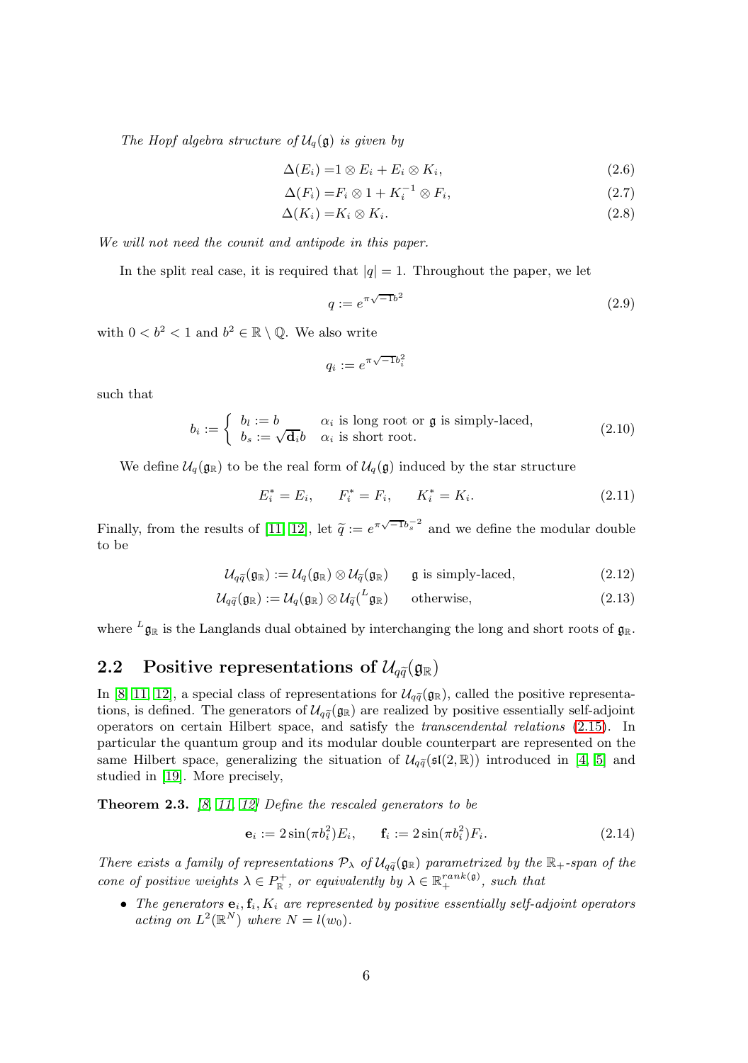*The Hopf algebra structure of $\mathcal{U}_q(\mathfrak{g})$ is given by*

$$\Delta(E_i) = 1 \otimes E_i + E_i \otimes K_i, \tag{2.6}$$

$$\Delta(F_i) = F_i \otimes 1 + K_i^{-1} \otimes F_i, \tag{2.7}$$

$$\Delta(K_i) = K_i \otimes K_i. \tag{2.8}$$

*We will not need the counit and antipode in this paper.*

In the split real case, it is required that $|q| = 1$. Throughout the paper, we let

$$q := e^{\pi\sqrt{-1}b^2} \tag{2.9}$$

with $0 < b^2 < 1$ and $b^2 \in \mathbb{R} \setminus \mathbb{Q}$. We also write

$$q_i := e^{\pi\sqrt{-1}b_i^2}$$

such that

$$b_i := \begin{cases} b_l := b & \alpha_i \text{ is long root or } \mathfrak{g} \text{ is simply-laced,} \\ b_s := \sqrt{\mathbf{d}_i} b & \alpha_i \text{ is short root.} \end{cases} \tag{2.10}$$

We define $\mathcal{U}_q(\mathfrak{g}_\mathbb{R})$ to be the real form of $\mathcal{U}_q(\mathfrak{g})$ induced by the star structure

$$E_i^* = E_i, \qquad F_i^* = F_i, \qquad K_i^* = K_i. \tag{2.11}$$

Finally, from the results of [11, 12], let $\widetilde{q} := e^{\pi\sqrt{-1}b_s^{-2}}$ and we define the modular double to be

$$\mathcal{U}_{q\widetilde{q}}(\mathfrak{g}_\mathbb{R}) := \mathcal{U}_q(\mathfrak{g}_\mathbb{R}) \otimes \mathcal{U}_{\widetilde{q}}(\mathfrak{g}_\mathbb{R}) \qquad \mathfrak{g} \text{ is simply-laced,} \tag{2.12}$$

$$\mathcal{U}_{q\widetilde{q}}(\mathfrak{g}_\mathbb{R}) := \mathcal{U}_q(\mathfrak{g}_\mathbb{R}) \otimes \mathcal{U}_{\widetilde{q}}({}^L\mathfrak{g}_\mathbb{R}) \qquad \text{otherwise,} \tag{2.13}$$

where ${}^L\mathfrak{g}_\mathbb{R}$ is the Langlands dual obtained by interchanging the long and short roots of $\mathfrak{g}_\mathbb{R}$.

## 2.2 Positive representations of $\mathcal{U}_{q\widetilde{q}}(\mathfrak{g}_\mathbb{R})$

In [8, 11, 12], a special class of representations for $\mathcal{U}_{q\widetilde{q}}(\mathfrak{g}_\mathbb{R})$, called the positive representations, is defined. The generators of $\mathcal{U}_{q\widetilde{q}}(\mathfrak{g}_\mathbb{R})$ are realized by positive essentially self-adjoint operators on certain Hilbert space, and satisfy the *transcendental relations* (2.15). In particular the quantum group and its modular double counterpart are represented on the same Hilbert space, generalizing the situation of $\mathcal{U}_{q\widetilde{q}}(\mathfrak{sl}(2,\mathbb{R}))$ introduced in [4, 5] and studied in [19]. More precisely,

**Theorem 2.3.** *[8, 11, 12] Define the rescaled generators to be*

$$\mathbf{e}_i := 2\sin(\pi b_i^2) E_i, \qquad \mathbf{f}_i := 2\sin(\pi b_i^2) F_i. \tag{2.14}$$

*There exists a family of representations $\mathcal{P}_\lambda$ of $\mathcal{U}_{q\widetilde{q}}(\mathfrak{g}_\mathbb{R})$ parametrized by the $\mathbb{R}_+$-span of the cone of positive weights $\lambda \in P_\mathbb{R}^+$, or equivalently by $\lambda \in \mathbb{R}_+^{rank(\mathfrak{g})}$, such that*

- *The generators $\mathbf{e}_i, \mathbf{f}_i, K_i$ are represented by positive essentially self-adjoint operators acting on $L^2(\mathbb{R}^N)$ where $N = l(w_0)$.*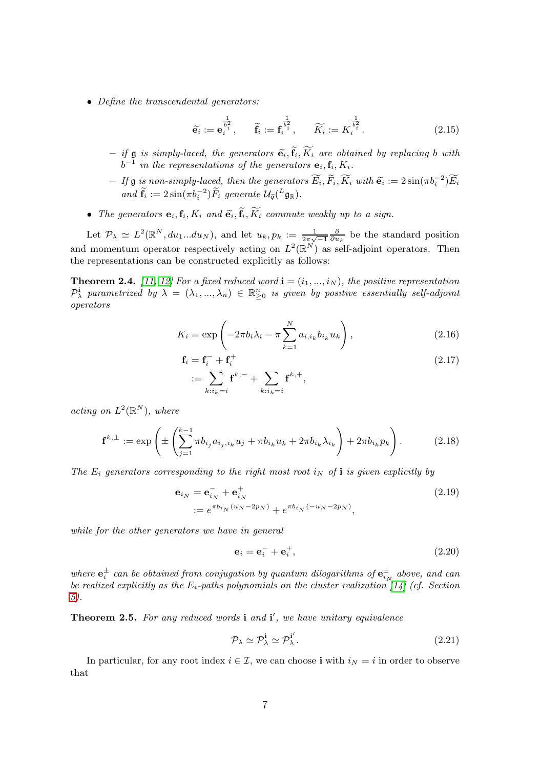- *Define the transcendental generators:*

$$\widetilde{\mathbf{e}}_i := \mathbf{e}_i^{\frac{1}{b_i^2}}, \qquad \widetilde{\mathbf{f}}_i := \mathbf{f}_i^{\frac{1}{b_i^2}}, \qquad \widetilde{K_i} := K_i^{\frac{1}{b_i^2}}. \tag{2.15}$$

  - *if* $\mathfrak{g}$ *is simply-laced, the generators* $\widetilde{\mathbf{e}}_i, \widetilde{\mathbf{f}}_i, \widetilde{K_i}$ *are obtained by replacing* $b$ *with* $b^{-1}$ *in the representations of the generators* $\mathbf{e}_i, \mathbf{f}_i, K_i$.
  - *If* $\mathfrak{g}$ *is non-simply-laced, then the generators* $\widetilde{E_i}, \widetilde{F_i}, \widetilde{K_i}$ *with* $\widetilde{\mathbf{e}}_i := 2\sin(\pi b_i^{-2})\widetilde{E_i}$ *and* $\widetilde{\mathbf{f}}_i := 2\sin(\pi b_i^{-2})\widetilde{F_i}$ *generate* $\mathcal{U}_{\widetilde{q}}({}^L\mathfrak{g}_{\mathbb{R}})$.
- *The generators* $\mathbf{e}_i, \mathbf{f}_i, K_i$ *and* $\widetilde{\mathbf{e}}_i, \widetilde{\mathbf{f}}_i, \widetilde{K_i}$ *commute weakly up to a sign.*

Let $\mathcal{P}_\lambda \simeq L^2(\mathbb{R}^N, du_1...du_N)$, and let $u_k, p_k := \frac{1}{2\pi\sqrt{-1}}\frac{\partial}{\partial u_k}$ be the standard position and momentum operator respectively acting on $L^2(\mathbb{R}^N)$ as self-adjoint operators. Then the representations can be constructed explicitly as follows:

**Theorem 2.4.** *[11, 12] For a fixed reduced word* $\mathbf{i} = (i_1, ..., i_N)$*, the positive representation* $\mathcal{P}_\lambda^{\mathbf{i}}$ *parametrized by* $\lambda = (\lambda_1, ..., \lambda_n) \in \mathbb{R}_{\geq 0}^n$ *is given by positive essentially self-adjoint operators*

$$K_i = \exp\left(-2\pi b_i \lambda_i - \pi \sum_{k=1}^N a_{i,i_k} b_{i_k} u_k\right), \tag{2.16}$$

$$\begin{aligned} \mathbf{f}_i &= \mathbf{f}_i^- + \mathbf{f}_i^+ \\ &:= \sum_{k:i_k=i} \mathbf{f}^{k,-} + \sum_{k:i_k=i} \mathbf{f}^{k,+}, \end{aligned} \tag{2.17}$$

*acting on* $L^2(\mathbb{R}^N)$*, where*

$$\mathbf{f}^{k,\pm} := \exp\left(\pm\left(\sum_{j=1}^{k-1} \pi b_{i_j} a_{i_j,i_k} u_j + \pi b_{i_k} u_k + 2\pi b_{i_k}\lambda_{i_k}\right) + 2\pi b_{i_k} p_k\right). \tag{2.18}$$

*The* $E_i$ *generators corresponding to the right most root* $i_N$ *of* $\mathbf{i}$ *is given explicitly by*

$$\begin{aligned} \mathbf{e}_{i_N} &= \mathbf{e}_{i_N}^- + \mathbf{e}_{i_N}^+ \\ &:= e^{\pi b_{i_N}(u_N - 2p_N)} + e^{\pi b_{i_N}(-u_N - 2p_N)}, \end{aligned} \tag{2.19}$$

*while for the other generators we have in general*

$$\mathbf{e}_i = \mathbf{e}_i^- + \mathbf{e}_i^+, \tag{2.20}$$

*where* $\mathbf{e}_i^\pm$ *can be obtained from conjugation by quantum dilogarithms of* $\mathbf{e}_{i_N}^\pm$ *above, and can be realized explicitly as the* $E_i$*-paths polynomials on the cluster realization [14] (cf. Section 5).*

**Theorem 2.5.** *For any reduced words* $\mathbf{i}$ *and* $\mathbf{i}'$*, we have unitary equivalence*

$$\mathcal{P}_\lambda \simeq \mathcal{P}_\lambda^{\mathbf{i}} \simeq \mathcal{P}_\lambda^{\mathbf{i}'}. \tag{2.21}$$

In particular, for any root index $i \in \mathcal{I}$, we can choose $\mathbf{i}$ with $i_N = i$ in order to observe that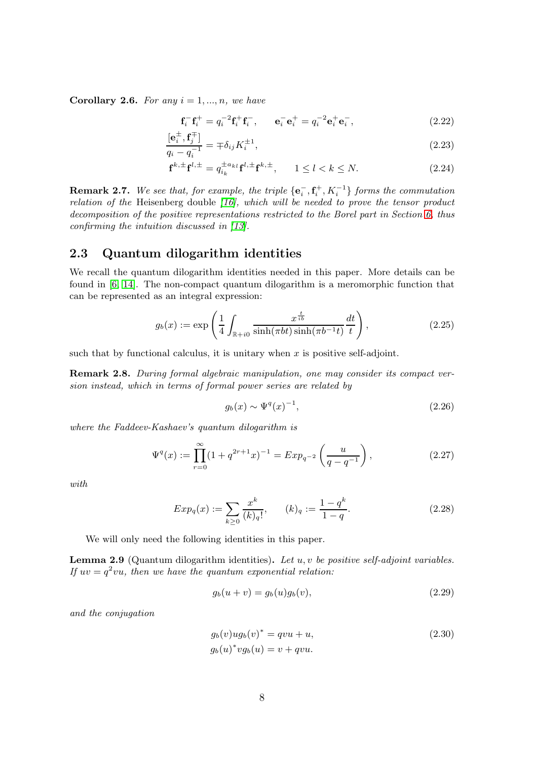**Corollary 2.6.** *For any $i = 1, ..., n$, we have*

$$\mathbf{f}_i^- \mathbf{f}_i^+ = q_i^{-2} \mathbf{f}_i^+ \mathbf{f}_i^-, \qquad \mathbf{e}_i^- \mathbf{e}_i^+ = q_i^{-2} \mathbf{e}_i^+ \mathbf{e}_i^-, \tag{2.22}$$

$$\frac{[\mathbf{e}_i^\pm, \mathbf{f}_j^\mp]}{q_i - q_i^{-1}} = \mp \delta_{ij} K_i^{\pm 1}, \tag{2.23}$$

$$\mathbf{f}^{k,\pm} \mathbf{f}^{l,\pm} = q_{i_k}^{\pm a_{kl}} \mathbf{f}^{l,\pm} \mathbf{f}^{k,\pm}, \qquad 1 \leq l < k \leq N. \tag{2.24}$$

**Remark 2.7.** *We see that, for example, the triple $\{\mathbf{e}_i^-, \mathbf{f}_i^+, K_i^{-1}\}$ forms the commutation relation of the* Heisenberg double *[16], which will be needed to prove the tensor product decomposition of the positive representations restricted to the Borel part in Section 6, thus confirming the intuition discussed in [13].*

## 2.3 Quantum dilogarithm identities

We recall the quantum dilogarithm identities needed in this paper. More details can be found in [6, 14]. The non-compact quantum dilogarithm is a meromorphic function that can be represented as an integral expression:

$$g_b(x) := \exp\left(\frac{1}{4}\int_{\mathbb{R}+i0} \frac{x^{\frac{t}{ib}}}{\sinh(\pi b t)\sinh(\pi b^{-1} t)} \frac{dt}{t}\right), \tag{2.25}$$

such that by functional calculus, it is unitary when $x$ is positive self-adjoint.

**Remark 2.8.** *During formal algebraic manipulation, one may consider its compact version instead, which in terms of formal power series are related by*

$$g_b(x) \sim \Psi^q(x)^{-1}, \tag{2.26}$$

*where the Faddeev-Kashaev's quantum dilogarithm is*

$$\Psi^q(x) := \prod_{r=0}^{\infty} (1 + q^{2r+1} x)^{-1} = Exp_{q^{-2}}\left(\frac{u}{q - q^{-1}}\right), \tag{2.27}$$

*with*

$$Exp_q(x) := \sum_{k \geq 0} \frac{x^k}{(k)_q!}, \qquad (k)_q := \frac{1 - q^k}{1 - q}. \tag{2.28}$$

We will only need the following identities in this paper.

**Lemma 2.9** (Quantum dilogarithm identities)**.** *Let $u, v$ be positive self-adjoint variables. If $uv = q^2 vu$, then we have the quantum exponential relation:*

$$g_b(u + v) = g_b(u) g_b(v), \tag{2.29}$$

*and the conjugation*

$$\begin{aligned} g_b(v) u g_b(v)^* &= qvu + u, \\ g_b(u)^* v g_b(u) &= v + qvu. \end{aligned} \tag{2.30}$$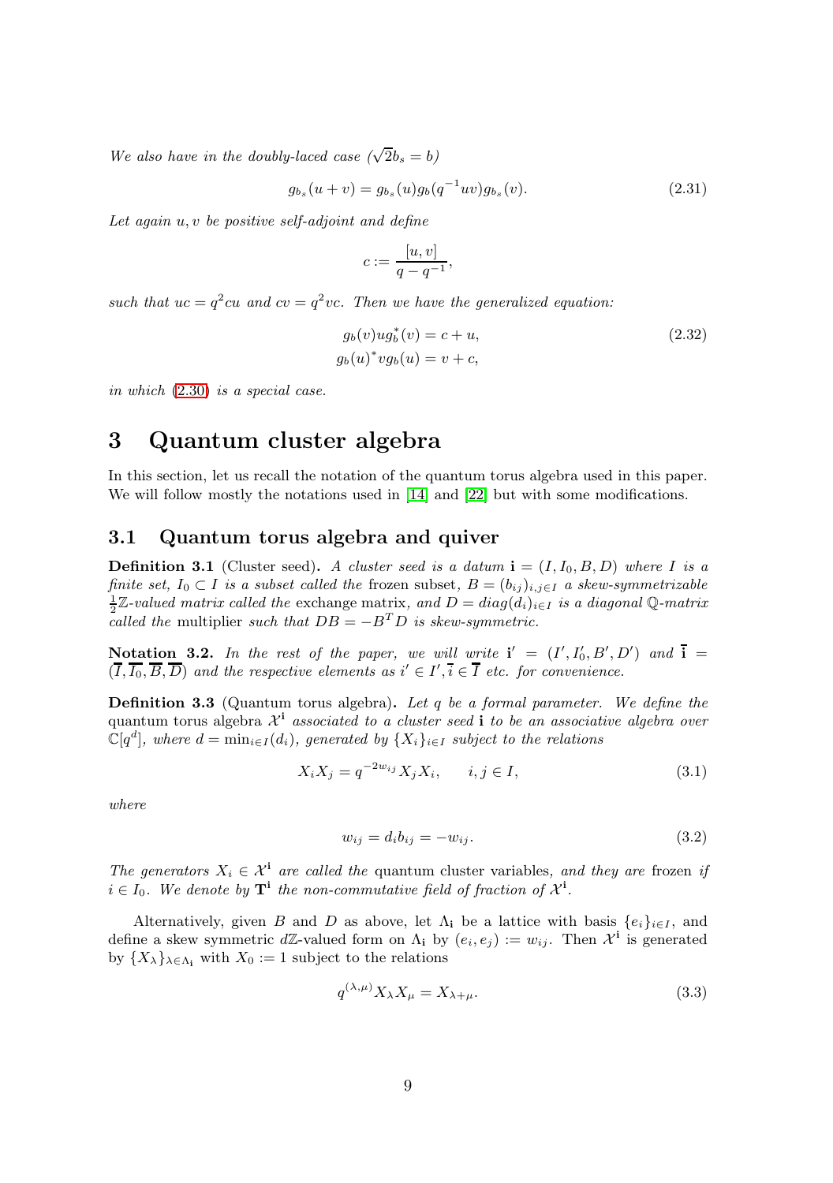*We also have in the doubly-laced case ($\sqrt{2}b_s = b$)*

$$g_{b_s}(u+v) = g_{b_s}(u)g_b(q^{-1}uv)g_{b_s}(v). \tag{2.31}$$

*Let again $u, v$ be positive self-adjoint and define*

$$c := \frac{[u,v]}{q-q^{-1}},$$

*such that $uc = q^2cu$ and $cv = q^2vc$. Then we have the generalized equation:*

$$\begin{aligned} g_b(v)ug_b^*(v) &= c+u, \\ g_b(u)^*vg_b(u) &= v+c, \end{aligned} \tag{2.32}$$

*in which (2.30) is a special case.*

# 3 Quantum cluster algebra

In this section, let us recall the notation of the quantum torus algebra used in this paper. We will follow mostly the notations used in [14] and [22] but with some modifications.

## 3.1 Quantum torus algebra and quiver

**Definition 3.1** (Cluster seed)**.** *A cluster seed is a datum $\mathbf{i} = (I, I_0, B, D)$ where $I$ is a finite set, $I_0 \subset I$ is a subset called the* frozen *subset, $B = (b_{ij})_{i,j\in I}$ a skew-symmetrizable $\frac{1}{2}\mathbb{Z}$-valued matrix called the* exchange *matrix, and $D = diag(d_i)_{i\in I}$ is a diagonal $\mathbb{Q}$-matrix called the* multiplier *such that $DB = -B^T D$ is skew-symmetric.*

**Notation 3.2.** *In the rest of the paper, we will write $\mathbf{i}' = (I', I'_0, B', D')$ and $\overline{\mathbf{i}} = (\overline{I}, \overline{I_0}, \overline{B}, \overline{D})$ and the respective elements as $i' \in I', \overline{i} \in \overline{I}$ etc. for convenience.*

**Definition 3.3** (Quantum torus algebra)**.** *Let $q$ be a formal parameter. We define the* quantum torus algebra *$\mathcal{X}^{\mathbf{i}}$ associated to a cluster seed $\mathbf{i}$ to be an associative algebra over $\mathbb{C}[q^d]$, where $d = \min_{i\in I}(d_i)$, generated by $\{X_i\}_{i\in I}$ subject to the relations*

$$X_iX_j = q^{-2w_{ij}}X_jX_i, \qquad i,j \in I, \tag{3.1}$$

*where*

$$w_{ij} = d_ib_{ij} = -w_{ij}. \tag{3.2}$$

*The generators $X_i \in \mathcal{X}^{\mathbf{i}}$ are called the* quantum cluster variables*, and they are* frozen *if $i \in I_0$. We denote by $\mathbf{T}^{\mathbf{i}}$ the non-commutative field of fraction of $\mathcal{X}^{\mathbf{i}}$.*

Alternatively, given $B$ and $D$ as above, let $\Lambda_{\mathbf{i}}$ be a lattice with basis $\{e_i\}_{i\in I}$, and define a skew symmetric $d\mathbb{Z}$-valued form on $\Lambda_{\mathbf{i}}$ by $(e_i, e_j) := w_{ij}$. Then $\mathcal{X}^{\mathbf{i}}$ is generated by $\{X_\lambda\}_{\lambda\in\Lambda_{\mathbf{i}}}$ with $X_0 := 1$ subject to the relations

$$q^{(\lambda,\mu)}X_\lambda X_\mu = X_{\lambda+\mu}. \tag{3.3}$$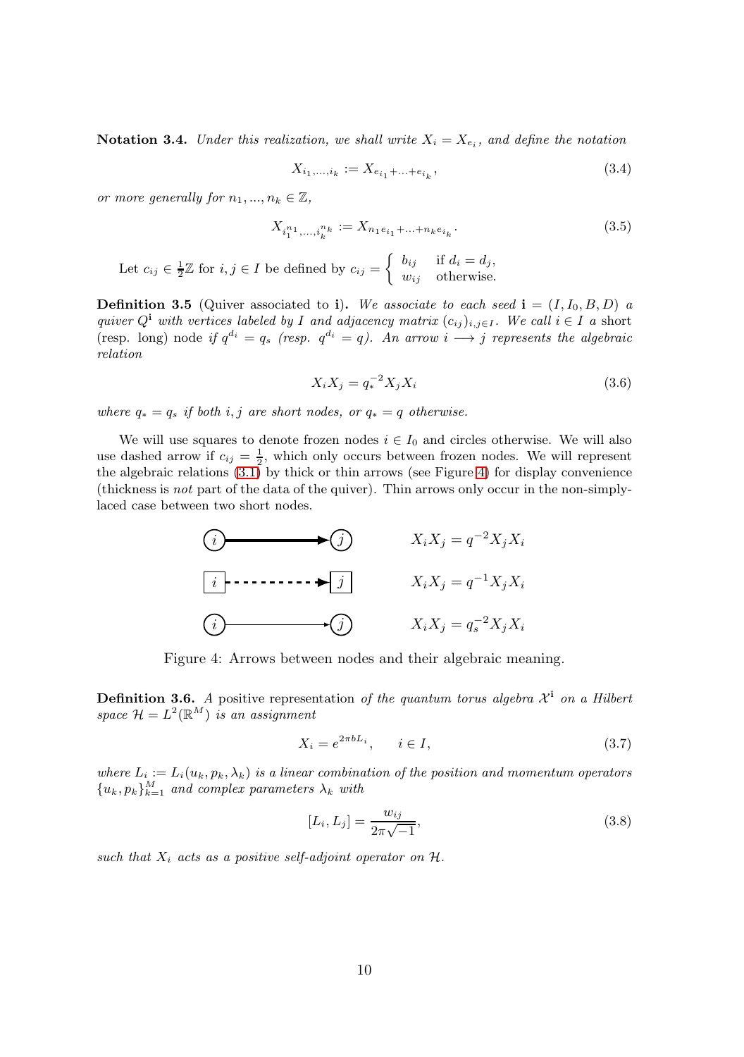**Notation 3.4.** *Under this realization, we shall write $X_i = X_{e_i}$, and define the notation*

$$X_{i_1,...,i_k} := X_{e_{i_1}+...+e_{i_k}}, \tag{3.4}$$

*or more generally for $n_1, ..., n_k \in \mathbb{Z}$,*

$$X_{i_1^{n_1},...,i_k^{n_k}} := X_{n_1 e_{i_1}+...+n_k e_{i_k}}. \tag{3.5}$$

Let $c_{ij} \in \frac{1}{2}\mathbb{Z}$ for $i, j \in I$ be defined by $c_{ij} = \begin{cases} b_{ij} & \text{if } d_i = d_j, \\ w_{ij} & \text{otherwise.} \end{cases}$

**Definition 3.5** (Quiver associated to $\mathbf{i}$)**.** *We associate to each seed $\mathbf{i} = (I, I_0, B, D)$ a quiver $Q^{\mathbf{i}}$ with vertices labeled by $I$ and adjacency matrix $(c_{ij})_{i,j \in I}$. We call $i \in I$ a* short *(resp.* long*) node if $q^{d_i} = q_s$ (resp. $q^{d_i} = q$). An arrow $i \longrightarrow j$ represents the algebraic relation*

$$X_i X_j = q_*^{-2} X_j X_i \tag{3.6}$$

*where $q_* = q_s$ if both $i, j$ are short nodes, or $q_* = q$ otherwise.*

We will use squares to denote frozen nodes $i \in I_0$ and circles otherwise. We will also use dashed arrow if $c_{ij} = \frac{1}{2}$, which only occurs between frozen nodes. We will represent the algebraic relations (3.1) by thick or thin arrows (see Figure 4) for display convenience (thickness is *not* part of the data of the quiver). Thin arrows only occur in the non-simply-laced case between two short nodes.

| Arrow | Relation |
|---|---|
| $i$ (circle) ⟶ $j$ (circle), thick arrow | $X_i X_j = q^{-2} X_j X_i$ |
| $i$ (square) - - → $j$ (square), dashed arrow | $X_i X_j = q^{-1} X_j X_i$ |
| $i$ (circle) ⟶ $j$ (circle), thin arrow | $X_i X_j = q_s^{-2} X_j X_i$ |

Figure 4: Arrows between nodes and their algebraic meaning.

**Definition 3.6.** *A* positive representation *of the quantum torus algebra $\mathcal{X}^{\mathbf{i}}$ on a Hilbert space $\mathcal{H} = L^2(\mathbb{R}^M)$ is an assignment*

$$X_i = e^{2\pi b L_i}, \qquad i \in I, \tag{3.7}$$

*where $L_i := L_i(u_k, p_k, \lambda_k)$ is a linear combination of the position and momentum operators $\{u_k, p_k\}_{k=1}^M$ and complex parameters $\lambda_k$ with*

$$[L_i, L_j] = \frac{w_{ij}}{2\pi\sqrt{-1}}, \tag{3.8}$$

*such that $X_i$ acts as a positive self-adjoint operator on $\mathcal{H}$.*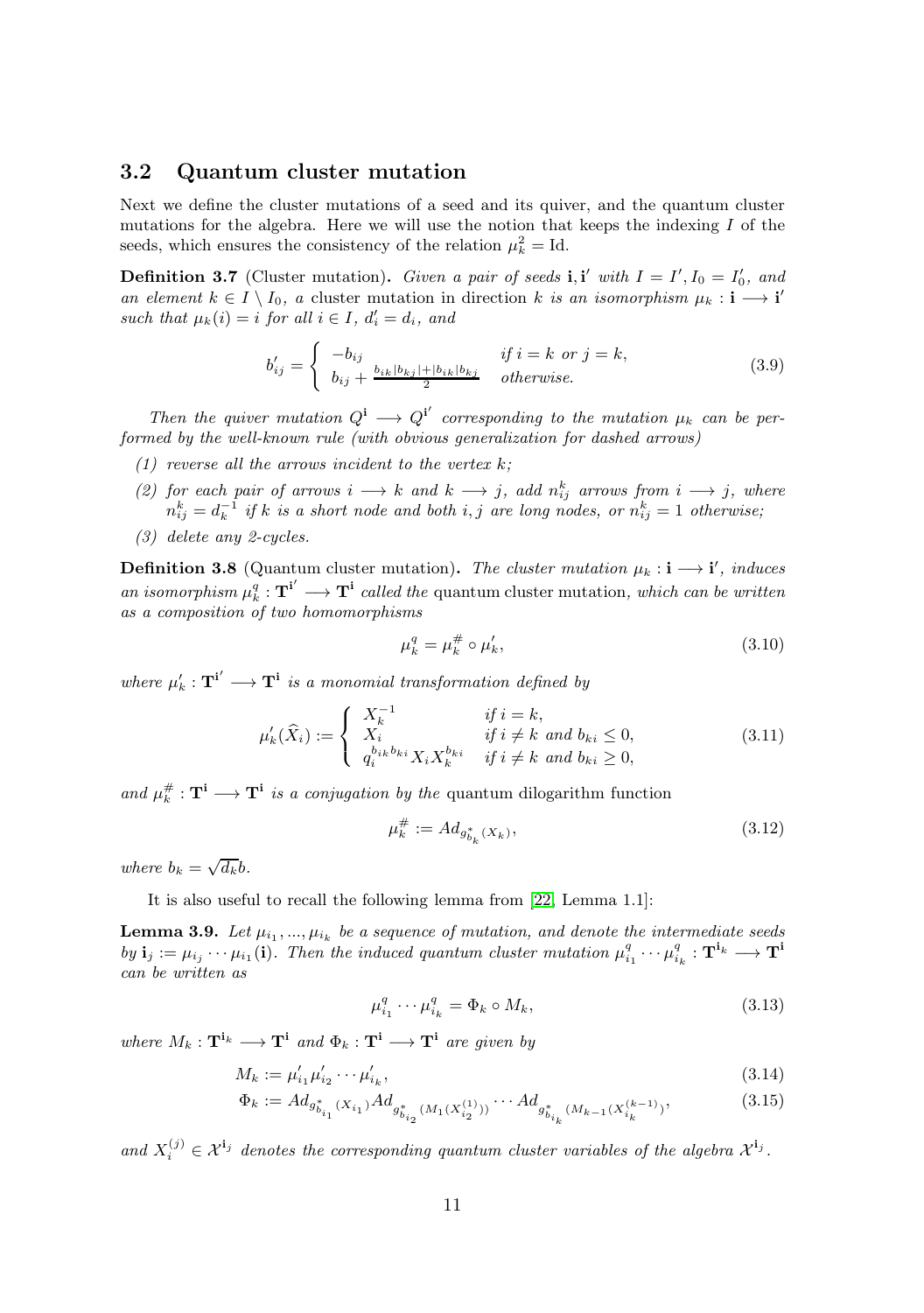## 3.2 Quantum cluster mutation

Next we define the cluster mutations of a seed and its quiver, and the quantum cluster mutations for the algebra. Here we will use the notion that keeps the indexing $I$ of the seeds, which ensures the consistency of the relation $\mu_k^2 = \mathrm{Id}$.

**Definition 3.7** (Cluster mutation). *Given a pair of seeds $\mathbf{i}, \mathbf{i}'$ with $I = I', I_0 = I_0'$, and an element $k \in I \setminus I_0$, a* cluster mutation *in direction $k$ is an isomorphism $\mu_k : \mathbf{i} \longrightarrow \mathbf{i}'$ such that $\mu_k(i) = i$ for all $i \in I$, $d_i' = d_i$, and*

$$b'_{ij} = \begin{cases} -b_{ij} & \text{if } i = k \text{ or } j = k, \\ b_{ij} + \frac{b_{ik}|b_{kj}| + |b_{ik}|b_{kj}}{2} & \text{otherwise.} \end{cases} \tag{3.9}$$

*Then the quiver mutation $Q^{\mathbf{i}} \longrightarrow Q^{\mathbf{i}'}$ corresponding to the mutation $\mu_k$ can be performed by the well-known rule (with obvious generalization for dashed arrows)*

*(1) reverse all the arrows incident to the vertex $k$;*

*(2) for each pair of arrows $i \longrightarrow k$ and $k \longrightarrow j$, add $n_{ij}^k$ arrows from $i \longrightarrow j$, where $n_{ij}^k = d_k^{-1}$ if $k$ is a short node and both $i, j$ are long nodes, or $n_{ij}^k = 1$ otherwise;*

*(3) delete any 2-cycles.*

**Definition 3.8** (Quantum cluster mutation). *The cluster mutation $\mu_k : \mathbf{i} \longrightarrow \mathbf{i}'$, induces an isomorphism $\mu_k^q : \mathbf{T}^{\mathbf{i}'} \longrightarrow \mathbf{T}^{\mathbf{i}}$ called the* quantum cluster mutation*, which can be written as a composition of two homomorphisms*

$$\mu_k^q = \mu_k^{\#} \circ \mu_k', \tag{3.10}$$

*where $\mu_k' : \mathbf{T}^{\mathbf{i}'} \longrightarrow \mathbf{T}^{\mathbf{i}}$ is a monomial transformation defined by*

$$\mu_k'(\widehat{X}_i) := \begin{cases} X_k^{-1} & \text{if } i = k, \\ X_i & \text{if } i \neq k \text{ and } b_{ki} \leq 0, \\ q_i^{b_{ik} b_{ki}} X_i X_k^{b_{ki}} & \text{if } i \neq k \text{ and } b_{ki} \geq 0, \end{cases} \tag{3.11}$$

*and $\mu_k^{\#} : \mathbf{T}^{\mathbf{i}} \longrightarrow \mathbf{T}^{\mathbf{i}}$ is a conjugation by the* quantum dilogarithm function

$$\mu_k^{\#} := Ad_{g_{b_k}^*(X_k)}, \tag{3.12}$$

*where $b_k = \sqrt{d_k} b$.*

It is also useful to recall the following lemma from [22, Lemma 1.1]:

**Lemma 3.9.** *Let $\mu_{i_1}, ..., \mu_{i_k}$ be a sequence of mutation, and denote the intermediate seeds by $\mathbf{i}_j := \mu_{i_j} \cdots \mu_{i_1}(\mathbf{i})$. Then the induced quantum cluster mutation $\mu_{i_1}^q \cdots \mu_{i_k}^q : \mathbf{T}^{\mathbf{i}_k} \longrightarrow \mathbf{T}^{\mathbf{i}}$ can be written as*

$$\mu_{i_1}^q \cdots \mu_{i_k}^q = \Phi_k \circ M_k, \tag{3.13}$$

*where $M_k : \mathbf{T}^{\mathbf{i}_k} \longrightarrow \mathbf{T}^{\mathbf{i}}$ and $\Phi_k : \mathbf{T}^{\mathbf{i}} \longrightarrow \mathbf{T}^{\mathbf{i}}$ are given by*

$$M_k := \mu_{i_1}' \mu_{i_2}' \cdots \mu_{i_k}', \tag{3.14}$$

$$\Phi_k := Ad_{g_{b_{i_1}}^*(X_{i_1})} Ad_{g_{b_{i_2}}^*(M_1(X_{i_2}^{(1)}))} \cdots Ad_{g_{b_{i_k}}^*(M_{k-1}(X_{i_k}^{(k-1)}))}, \tag{3.15}$$

*and $X_i^{(j)} \in \mathcal{X}^{\mathbf{i}_j}$ denotes the corresponding quantum cluster variables of the algebra $\mathcal{X}^{\mathbf{i}_j}$.*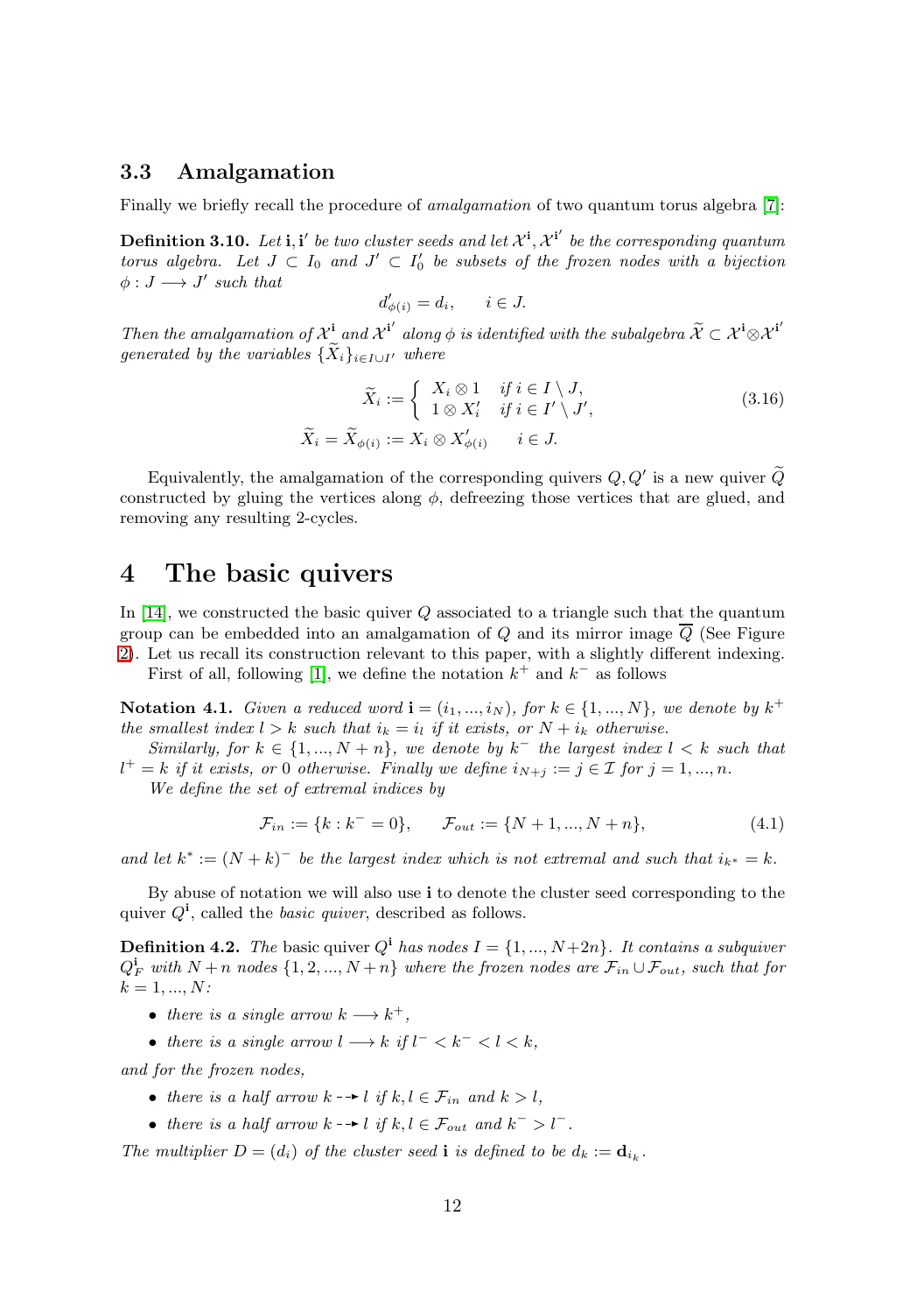### 3.3 Amalgamation

Finally we briefly recall the procedure of *amalgamation* of two quantum torus algebra [7]:

**Definition 3.10.** *Let* $\mathbf{i}, \mathbf{i}'$ *be two cluster seeds and let* $\mathcal{X}^{\mathbf{i}}, \mathcal{X}^{\mathbf{i}'}$ *be the corresponding quantum torus algebra. Let* $J \subset I_0$ *and* $J' \subset I_0'$ *be subsets of the frozen nodes with a bijection* $\phi : J \longrightarrow J'$ *such that*

$$d'_{\phi(i)} = d_i, \qquad i \in J.$$

*Then the amalgamation of* $\mathcal{X}^{\mathbf{i}}$ *and* $\mathcal{X}^{\mathbf{i}'}$ *along* $\phi$ *is identified with the subalgebra* $\widetilde{\mathcal{X}} \subset \mathcal{X}^{\mathbf{i}} \otimes \mathcal{X}^{\mathbf{i}'}$ *generated by the variables* $\{\widetilde{X}_i\}_{i \in I \cup I'}$ *where*

$$\widetilde{X}_i := \left\{ \begin{array}{ll} X_i \otimes 1 & \text{if } i \in I \setminus J, \\ 1 \otimes X_i' & \text{if } i \in I' \setminus J', \end{array} \right. \tag{3.16}$$

$$\widetilde{X}_i = \widetilde{X}_{\phi(i)} := X_i \otimes X'_{\phi(i)} \qquad i \in J.$$

Equivalently, the amalgamation of the corresponding quivers $Q, Q'$ is a new quiver $\widetilde{Q}$ constructed by gluing the vertices along $\phi$, defreezing those vertices that are glued, and removing any resulting 2-cycles.

# 4 The basic quivers

In [14], we constructed the basic quiver $Q$ associated to a triangle such that the quantum group can be embedded into an amalgamation of $Q$ and its mirror image $\overline{Q}$ (See Figure 2). Let us recall its construction relevant to this paper, with a slightly different indexing.

First of all, following [1], we define the notation $k^+$ and $k^-$ as follows

**Notation 4.1.** *Given a reduced word* $\mathbf{i} = (i_1, ..., i_N)$*, for* $k \in \{1, ..., N\}$*, we denote by* $k^+$ *the smallest index* $l > k$ *such that* $i_k = i_l$ *if it exists, or* $N + i_k$ *otherwise.*

*Similarly, for* $k \in \{1, ..., N+n\}$*, we denote by* $k^-$ *the largest index* $l < k$ *such that* $l^+ = k$ *if it exists, or* 0 *otherwise. Finally we define* $i_{N+j} := j \in \mathcal{I}$ *for* $j = 1, ..., n$.

*We define the set of extremal indices by*

$$\mathcal{F}_{in} := \{k : k^- = 0\}, \qquad \mathcal{F}_{out} := \{N+1, ..., N+n\}, \tag{4.1}$$

*and let* $k^* := (N+k)^-$ *be the largest index which is not extremal and such that* $i_{k^*} = k$.

By abuse of notation we will also use $\mathbf{i}$ to denote the cluster seed corresponding to the quiver $Q^{\mathbf{i}}$, called the *basic quiver*, described as follows.

**Definition 4.2.** *The* basic quiver $Q^{\mathbf{i}}$ *has nodes* $I = \{1, ..., N+2n\}$*. It contains a subquiver* $Q_F^{\mathbf{i}}$ *with* $N+n$ *nodes* $\{1, 2, ..., N+n\}$ *where the frozen nodes are* $\mathcal{F}_{in} \cup \mathcal{F}_{out}$*, such that for* $k = 1, ..., N$*:*

- *there is a single arrow* $k \longrightarrow k^+$*,*
- *there is a single arrow* $l \longrightarrow k$ *if* $l^- < k^- < l < k$*,*

*and for the frozen nodes,*

- *there is a half arrow* $k \dashrightarrow l$ *if* $k, l \in \mathcal{F}_{in}$ *and* $k > l$*,*
- *there is a half arrow* $k \dashrightarrow l$ *if* $k, l \in \mathcal{F}_{out}$ *and* $k^- > l^-$.

*The multiplier* $D = (d_i)$ *of the cluster seed* $\mathbf{i}$ *is defined to be* $d_k := \mathbf{d}_{i_k}$.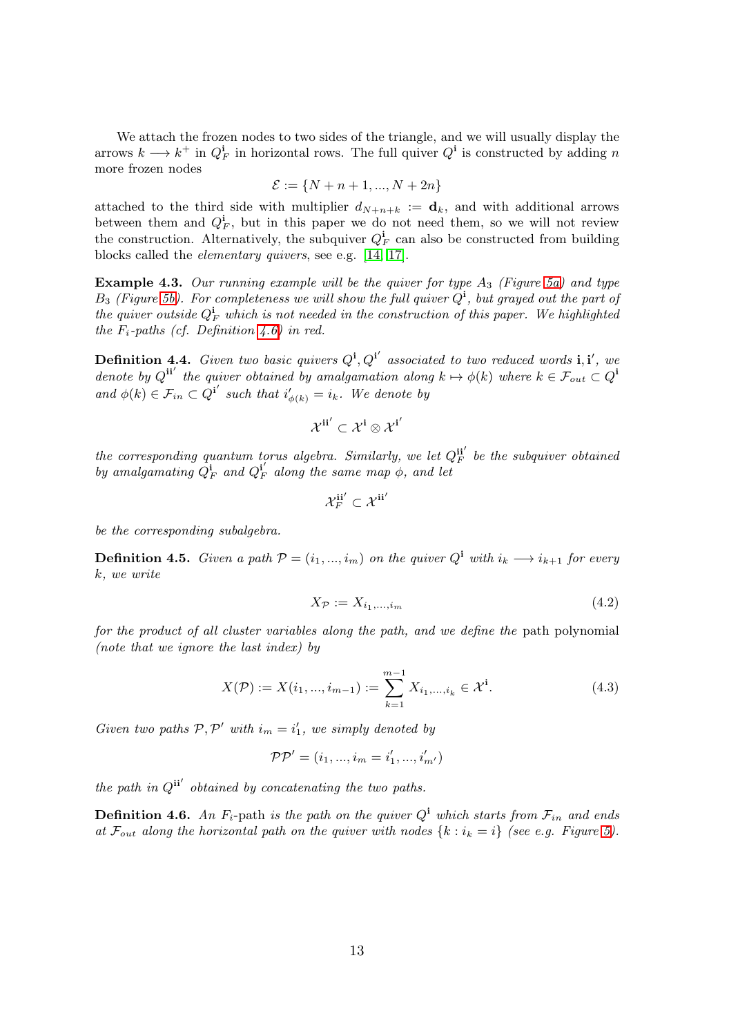We attach the frozen nodes to two sides of the triangle, and we will usually display the arrows $k \longrightarrow k^+$ in $Q_F^{\mathbf{i}}$ in horizontal rows. The full quiver $Q^{\mathbf{i}}$ is constructed by adding $n$ more frozen nodes

$$\mathcal{E} := \{N+n+1, ..., N+2n\}$$

attached to the third side with multiplier $d_{N+n+k} := \mathbf{d}_k$, and with additional arrows between them and $Q_F^{\mathbf{i}}$, but in this paper we do not need them, so we will not review the construction. Alternatively, the subquiver $Q_F^{\mathbf{i}}$ can also be constructed from building blocks called the *elementary quivers*, see e.g. [14, 17].

**Example 4.3.** *Our running example will be the quiver for type $A_3$ (Figure 5a) and type $B_3$ (Figure 5b). For completeness we will show the full quiver $Q^{\mathbf{i}}$, but grayed out the part of the quiver outside $Q_F^{\mathbf{i}}$ which is not needed in the construction of this paper. We highlighted the $F_i$-paths (cf. Definition 4.6) in red.*

**Definition 4.4.** *Given two basic quivers $Q^{\mathbf{i}}, Q^{\mathbf{i}'}$ associated to two reduced words $\mathbf{i}, \mathbf{i}'$, we denote by $Q^{\mathbf{i}\mathbf{i}'}$ the quiver obtained by amalgamation along $k \mapsto \phi(k)$ where $k \in \mathcal{F}_{out} \subset Q^{\mathbf{i}}$ and $\phi(k) \in \mathcal{F}_{in} \subset Q^{\mathbf{i}'}$ such that $i'_{\phi(k)} = i_k$. We denote by*

$$\mathcal{X}^{\mathbf{i}\mathbf{i}'} \subset \mathcal{X}^{\mathbf{i}} \otimes \mathcal{X}^{\mathbf{i}'}$$

*the corresponding quantum torus algebra. Similarly, we let $Q_F^{\mathbf{i}\mathbf{i}'}$ be the subquiver obtained by amalgamating $Q_F^{\mathbf{i}}$ and $Q_F^{\mathbf{i}'}$ along the same map $\phi$, and let*

$$\mathcal{X}_F^{\mathbf{i}\mathbf{i}'} \subset \mathcal{X}^{\mathbf{i}\mathbf{i}'}$$

*be the corresponding subalgebra.*

**Definition 4.5.** *Given a path $\mathcal{P} = (i_1, ..., i_m)$ on the quiver $Q^{\mathbf{i}}$ with $i_k \longrightarrow i_{k+1}$ for every $k$, we write*

$$X_{\mathcal{P}} := X_{i_1,...,i_m} \tag{4.2}$$

*for the product of all cluster variables along the path, and we define the* path polynomial *(note that we ignore the last index) by*

$$X(\mathcal{P}) := X(i_1, ..., i_{m-1}) := \sum_{k=1}^{m-1} X_{i_1,...,i_k} \in \mathcal{X}^{\mathbf{i}}. \tag{4.3}$$

*Given two paths $\mathcal{P}, \mathcal{P}'$ with $i_m = i'_1$, we simply denoted by*

$$\mathcal{P}\mathcal{P}' = (i_1, ..., i_m = i'_1, ..., i'_{m'})$$

*the path in $Q^{\mathbf{i}\mathbf{i}'}$ obtained by concatenating the two paths.*

**Definition 4.6.** *An $F_i$-*path *is the path on the quiver $Q^{\mathbf{i}}$ which starts from $\mathcal{F}_{in}$ and ends at $\mathcal{F}_{out}$ along the horizontal path on the quiver with nodes $\{k : i_k = i\}$ (see e.g. Figure 5).*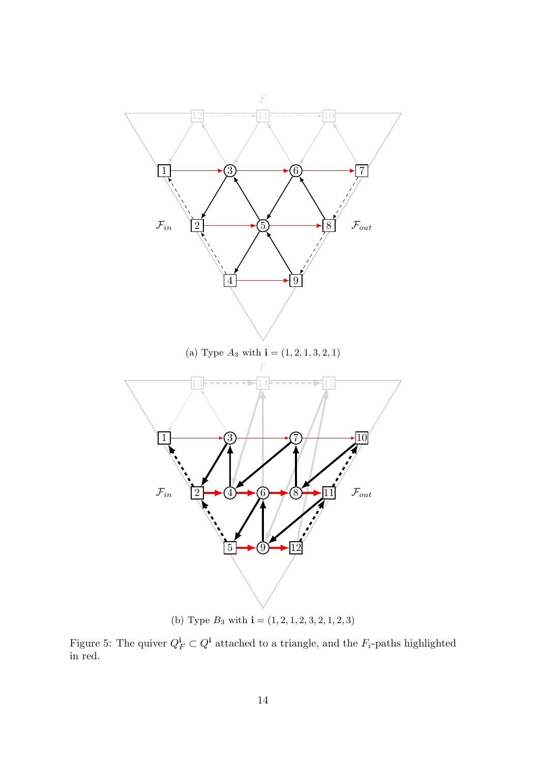$\mathcal{E}$

12 11 10

1 3 6 7

$\mathcal{F}_{in}$ 2 5 8 $\mathcal{F}_{out}$

4 9

(a) Type $A_3$ with $\mathbf{i} = (1, 2, 1, 3, 2, 1)$

$\mathcal{E}$

13 14 15

1 3 7 10

$\mathcal{F}_{in}$ 2 4 6 8 11 $\mathcal{F}_{out}$

5 9 12

(b) Type $B_3$ with $\mathbf{i} = (1, 2, 1, 2, 3, 2, 1, 2, 3)$

Figure 5: The quiver $Q^{\mathbf{i}}_F \subset Q^{\mathbf{i}}$ attached to a triangle, and the $F_i$-paths highlighted in red.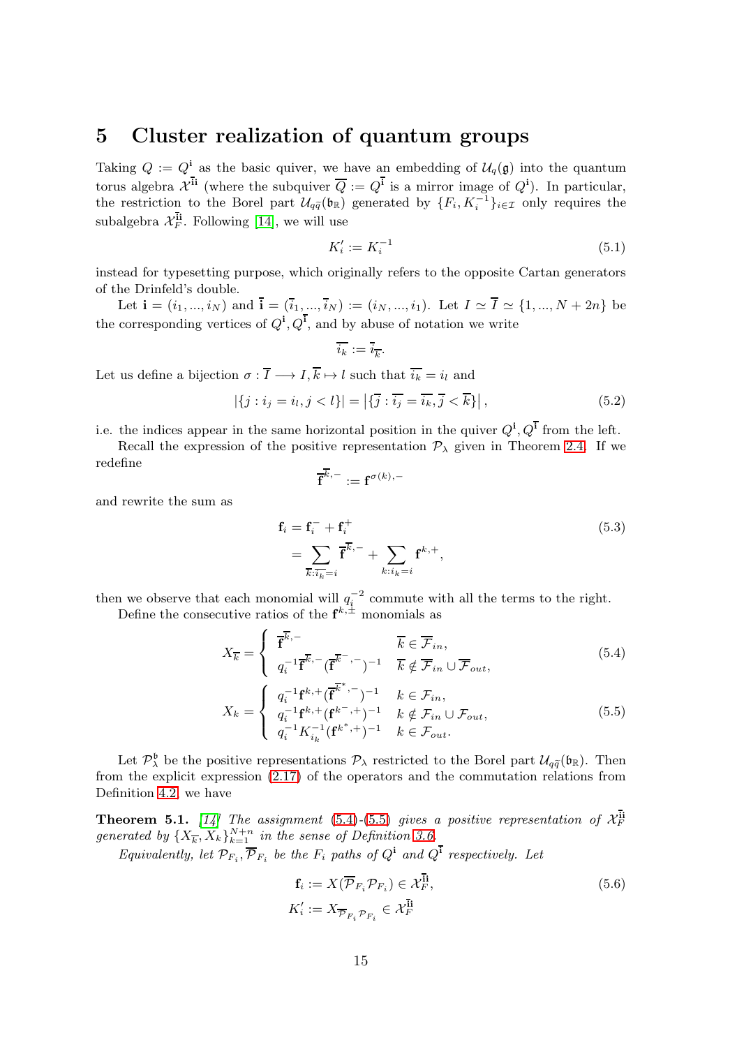# 5 Cluster realization of quantum groups

Taking $Q := Q^{\mathbf{i}}$ as the basic quiver, we have an embedding of $\mathcal{U}_q(\mathfrak{g})$ into the quantum torus algebra $\mathcal{X}^{\overline{\mathbf{i}}\mathbf{i}}$ (where the subquiver $\overline{Q} := Q^{\overline{\mathbf{i}}}$ is a mirror image of $Q^{\mathbf{i}}$). In particular, the restriction to the Borel part $\mathcal{U}_{q\tilde{q}}(\mathfrak{b}_{\mathbb{R}})$ generated by $\{F_i, K_i^{-1}\}_{i\in\mathcal{I}}$ only requires the subalgebra $\mathcal{X}_F^{\overline{\mathbf{i}}\mathbf{i}}$. Following [14], we will use

$$K_i' := K_i^{-1} \tag{5.1}$$

instead for typesetting purpose, which originally refers to the opposite Cartan generators of the Drinfeld's double.

Let $\mathbf{i} = (i_1, ..., i_N)$ and $\overline{\mathbf{i}} = (\overline{i}_1, ..., \overline{i}_N) := (i_N, ..., i_1)$. Let $I \simeq \overline{I} \simeq \{1, ..., N + 2n\}$ be the corresponding vertices of $Q^{\mathbf{i}}, Q^{\overline{\mathbf{i}}}$, and by abuse of notation we write

$$\overline{i_k} := \overline{i}_{\overline{k}}.$$

Let us define a bijection $\sigma : \overline{I} \longrightarrow I, \overline{k} \mapsto l$ such that $\overline{i_k} = i_l$ and

$$|\{j : i_j = i_l, j < l\}| = \left|\{\overline{j} : \overline{i_j} = \overline{i_k}, \overline{j} < \overline{k}\}\right|, \tag{5.2}$$

i.e. the indices appear in the same horizontal position in the quiver $Q^{\mathbf{i}}, Q^{\overline{\mathbf{i}}}$ from the left.

Recall the expression of the positive representation $\mathcal{P}_\lambda$ given in Theorem 2.4. If we redefine

$$\overline{\mathbf{f}}^{\overline{k},-} := \mathbf{f}^{\sigma(k),-}$$

and rewrite the sum as

$$\begin{aligned}\mathbf{f}_i &= \mathbf{f}_i^- + \mathbf{f}_i^+ \\ &= \sum_{\overline{k}:\overline{i_k}=i} \overline{\mathbf{f}}^{\overline{k},-} + \sum_{k:i_k=i} \mathbf{f}^{k,+},\end{aligned} \tag{5.3}$$

then we observe that each monomial will $q_i^{-2}$ commute with all the terms to the right.

Define the consecutive ratios of the $\mathbf{f}^{k,\pm}$ monomials as

$$X_{\overline{k}} = \begin{cases} \overline{\mathbf{f}}^{\overline{k},-} & \overline{k} \in \overline{\mathcal{F}}_{in}, \\ q_i^{-1}\overline{\mathbf{f}}^{\overline{k},-}(\overline{\mathbf{f}}^{\overline{k}^-,-})^{-1} & \overline{k} \notin \overline{\mathcal{F}}_{in} \cup \overline{\mathcal{F}}_{out}, \end{cases} \tag{5.4}$$

$$X_k = \begin{cases} q_i^{-1}\mathbf{f}^{k,+}(\overline{\mathbf{f}}^{\overline{k}^*,-})^{-1} & k \in \mathcal{F}_{in}, \\ q_i^{-1}\mathbf{f}^{k,+}(\mathbf{f}^{k^-,+})^{-1} & k \notin \mathcal{F}_{in} \cup \mathcal{F}_{out}, \\ q_i^{-1}K_{i_k}^{-1}(\mathbf{f}^{k^*,+})^{-1} & k \in \mathcal{F}_{out}. \end{cases} \tag{5.5}$$

Let $\mathcal{P}_\lambda^{\mathfrak{b}}$ be the positive representations $\mathcal{P}_\lambda$ restricted to the Borel part $\mathcal{U}_{q\tilde{q}}(\mathfrak{b}_{\mathbb{R}})$. Then from the explicit expression (2.17) of the operators and the commutation relations from Definition 4.2, we have

**Theorem 5.1.** *[14] The assignment (5.4)-(5.5) gives a positive representation of $\mathcal{X}_F^{\overline{\mathbf{i}}\mathbf{i}}$ generated by $\{X_{\overline{k}}, X_k\}_{k=1}^{N+n}$ in the sense of Definition 3.6.*

*Equivalently, let $\mathcal{P}_{F_i}, \overline{\mathcal{P}}_{F_i}$ be the $F_i$ paths of $Q^{\mathbf{i}}$ and $Q^{\overline{\mathbf{i}}}$ respectively. Let*

$$\begin{aligned}\mathbf{f}_i &:= X(\overline{\mathcal{P}}_{F_i}\mathcal{P}_{F_i}) \in \mathcal{X}_F^{\overline{\mathbf{i}}\mathbf{i}}, \\ K_i' &:= X_{\overline{\mathcal{P}}_{F_i}\mathcal{P}_{F_i}} \in \mathcal{X}_F^{\overline{\mathbf{i}}\mathbf{i}}\end{aligned} \tag{5.6}$$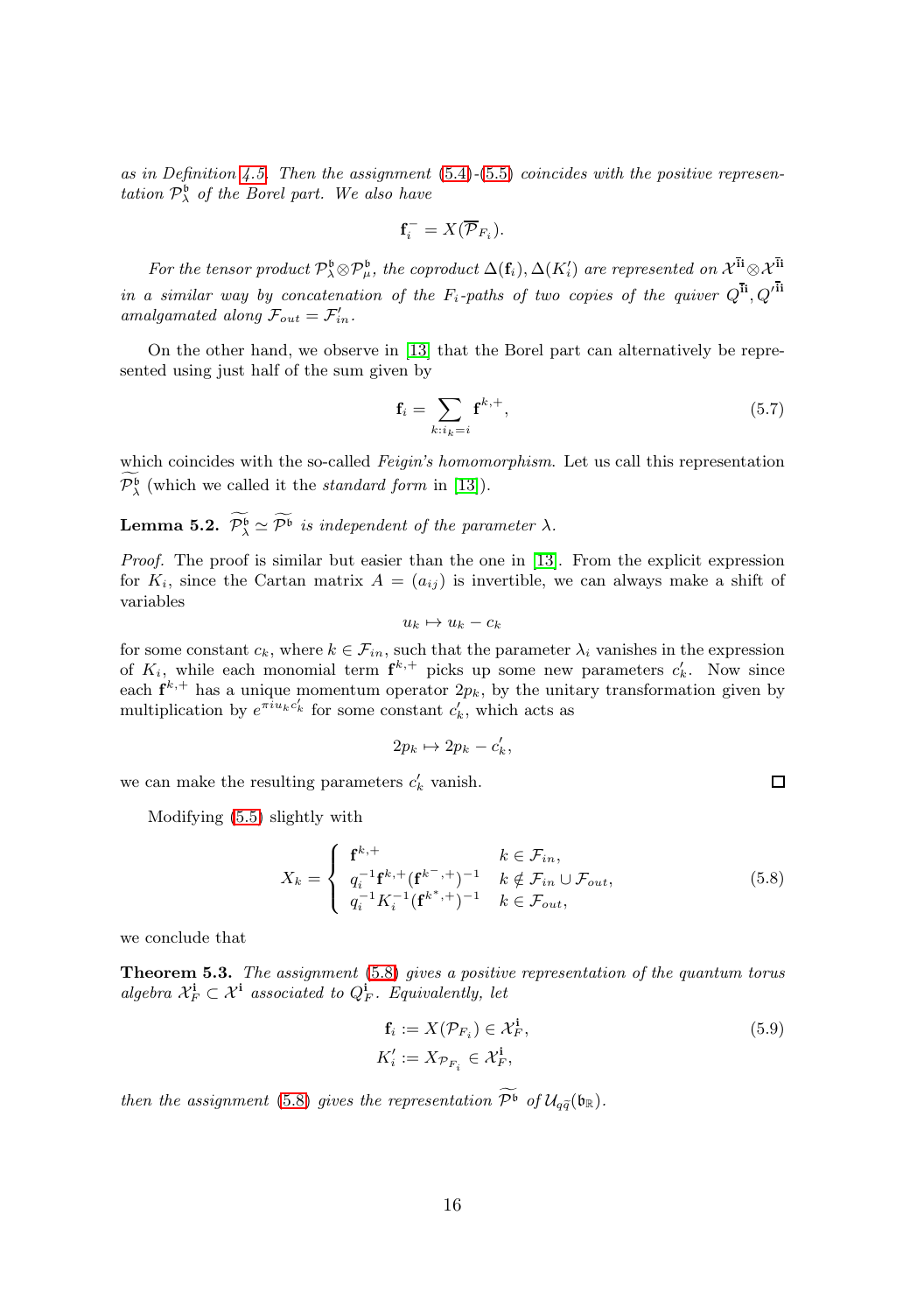*as in Definition 4.5. Then the assignment (5.4)-(5.5) coincides with the positive representation $\mathcal{P}_\lambda^{\mathfrak{b}}$ of the Borel part. We also have*

$$\mathbf{f}_i^- = X(\overline{\mathcal{P}}_{F_i}).$$

*For the tensor product $\mathcal{P}_\lambda^{\mathfrak{b}} \otimes \mathcal{P}_\mu^{\mathfrak{b}}$, the coproduct $\Delta(\mathbf{f}_i), \Delta(K_i')$ are represented on $\mathcal{X}^{\bar{\mathbf{i}}\mathbf{i}} \otimes \mathcal{X}^{\bar{\mathbf{i}}\mathbf{i}}$ in a similar way by concatenation of the $F_i$-paths of two copies of the quiver $Q^{\bar{\mathbf{i}}\mathbf{i}}, Q'^{\bar{\mathbf{i}}\mathbf{i}}$ amalgamated along $\mathcal{F}_{out} = \mathcal{F}_{in}'$.*

On the other hand, we observe in [13] that the Borel part can alternatively be represented using just half of the sum given by

$$\mathbf{f}_i = \sum_{k:i_k=i} \mathbf{f}^{k,+}, \tag{5.7}$$

which coincides with the so-called *Feigin's homomorphism*. Let us call this representation $\widetilde{\mathcal{P}_\lambda^{\mathfrak{b}}}$ (which we called it the *standard form* in [13]).

**Lemma 5.2.** *$\widetilde{\mathcal{P}_\lambda^{\mathfrak{b}}} \simeq \widetilde{\mathcal{P}^{\mathfrak{b}}}$ is independent of the parameter $\lambda$.*

*Proof.* The proof is similar but easier than the one in [13]. From the explicit expression for $K_i$, since the Cartan matrix $A = (a_{ij})$ is invertible, we can always make a shift of variables

$$u_k \mapsto u_k - c_k$$

for some constant $c_k$, where $k \in \mathcal{F}_{in}$, such that the parameter $\lambda_i$ vanishes in the expression of $K_i$, while each monomial term $\mathbf{f}^{k,+}$ picks up some new parameters $c_k'$. Now since each $\mathbf{f}^{k,+}$ has a unique momentum operator $2p_k$, by the unitary transformation given by multiplication by $e^{\pi i u_k c_k'}$ for some constant $c_k'$, which acts as

$$2p_k \mapsto 2p_k - c_k',$$

we can make the resulting parameters $c_k'$ vanish. □

Modifying (5.5) slightly with

$$X_k = \begin{cases} \mathbf{f}^{k,+} & k \in \mathcal{F}_{in}, \\ q_i^{-1}\mathbf{f}^{k,+}(\mathbf{f}^{k^-,+})^{-1} & k \notin \mathcal{F}_{in} \cup \mathcal{F}_{out}, \\ q_i^{-1}K_i^{-1}(\mathbf{f}^{k^*,+})^{-1} & k \in \mathcal{F}_{out}, \end{cases} \tag{5.8}$$

we conclude that

**Theorem 5.3.** *The assignment (5.8) gives a positive representation of the quantum torus algebra $\mathcal{X}_F^{\mathbf{i}} \subset \mathcal{X}^{\mathbf{i}}$ associated to $Q_F^{\mathbf{i}}$. Equivalently, let*

$$\begin{aligned} \mathbf{f}_i &:= X(\mathcal{P}_{F_i}) \in \mathcal{X}_F^{\mathbf{i}}, \\ K_i' &:= X_{\mathcal{P}_{F_i}} \in \mathcal{X}_F^{\mathbf{i}}, \end{aligned} \tag{5.9}$$

*then the assignment (5.8) gives the representation $\widetilde{\mathcal{P}^{\mathfrak{b}}}$ of $\mathcal{U}_{q\tilde{q}}(\mathfrak{b}_{\mathbb{R}})$.*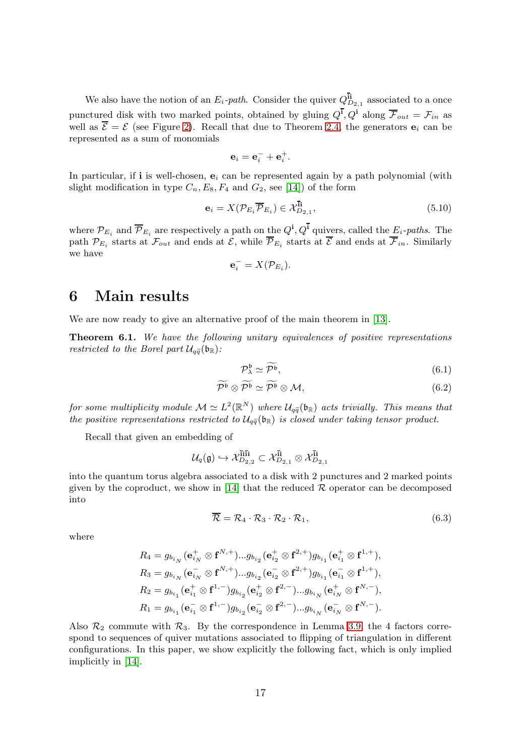We also have the notion of an $E_i$-*path*. Consider the quiver $Q_{D_{2,1}}^{\overline{\mathbf{i}}\mathbf{i}}$ associated to a once punctured disk with two marked points, obtained by gluing $Q^{\overline{\mathbf{i}}}, Q^{\mathbf{i}}$ along $\overline{\mathcal{F}}_{out} = \mathcal{F}_{in}$ as well as $\overline{\mathcal{E}} = \mathcal{E}$ (see Figure 2). Recall that due to Theorem 2.4, the generators $\mathbf{e}_i$ can be represented as a sum of monomials

$$\mathbf{e}_i = \mathbf{e}_i^- + \mathbf{e}_i^+.$$

In particular, if $\mathbf{i}$ is well-chosen, $\mathbf{e}_i$ can be represented again by a path polynomial (with slight modification in type $C_n, E_8, F_4$ and $G_2$, see [14]) of the form

$$\mathbf{e}_i = X(\mathcal{P}_{E_i}\overline{\mathcal{P}}_{E_i}) \in \mathcal{X}_{D_{2,1}}^{\overline{\mathbf{i}}\mathbf{i}}, \tag{5.10}$$

where $\mathcal{P}_{E_i}$ and $\overline{\mathcal{P}}_{E_i}$ are respectively a path on the $Q^{\mathbf{i}}, Q^{\overline{\mathbf{i}}}$ quivers, called the $E_i$-*paths*. The path $\mathcal{P}_{E_i}$ starts at $\mathcal{F}_{out}$ and ends at $\mathcal{E}$, while $\overline{\mathcal{P}}_{E_i}$ starts at $\overline{\mathcal{E}}$ and ends at $\overline{\mathcal{F}}_{in}$. Similarly we have

$$\mathbf{e}_i^- = X(\mathcal{P}_{E_i}).$$

# 6 Main results

We are now ready to give an alternative proof of the main theorem in [13].

**Theorem 6.1.** *We have the following unitary equivalences of positive representations restricted to the Borel part $\mathcal{U}_{q\widetilde{q}}(\mathfrak{b}_{\mathbb{R}})$:*

$$\mathcal{P}_\lambda^{\mathfrak{b}} \simeq \widetilde{\mathcal{P}^{\mathfrak{b}}}, \tag{6.1}$$

$$\widetilde{\mathcal{P}^{\mathfrak{b}}} \otimes \widetilde{\mathcal{P}^{\mathfrak{b}}} \simeq \widetilde{\mathcal{P}^{\mathfrak{b}}} \otimes \mathcal{M}, \tag{6.2}$$

*for some multiplicity module $\mathcal{M} \simeq L^2(\mathbb{R}^N)$ where $\mathcal{U}_{q\widetilde{q}}(\mathfrak{b}_{\mathbb{R}})$ acts trivially. This means that the positive representations restricted to $\mathcal{U}_{q\widetilde{q}}(\mathfrak{b}_{\mathbb{R}})$ is closed under taking tensor product.*

Recall that given an embedding of

$$\mathcal{U}_q(\mathfrak{g}) \hookrightarrow \mathcal{X}_{D_{2,2}}^{\overline{\mathbf{i}}\mathbf{i}\overline{\mathbf{i}}\mathbf{i}} \subset \mathcal{X}_{D_{2,1}}^{\overline{\mathbf{i}}\mathbf{i}} \otimes \mathcal{X}_{D_{2,1}}^{\overline{\mathbf{i}}\mathbf{i}}$$

into the quantum torus algebra associated to a disk with 2 punctures and 2 marked points given by the coproduct, we show in [14] that the reduced $\mathcal{R}$ operator can be decomposed into

$$\overline{\mathcal{R}} = \mathcal{R}_4 \cdot \mathcal{R}_3 \cdot \mathcal{R}_2 \cdot \mathcal{R}_1, \tag{6.3}$$

where

$$R_4 = g_{b_{i_N}}(\mathbf{e}_{i_N}^+ \otimes \mathbf{f}^{N,+}) ... g_{b_{i_2}}(\mathbf{e}_{i_2}^+ \otimes \mathbf{f}^{2,+}) g_{b_{i_1}}(\mathbf{e}_{i_1}^+ \otimes \mathbf{f}^{1,+}),$$
$$R_3 = g_{b_{i_N}}(\mathbf{e}_{i_N}^- \otimes \mathbf{f}^{N,+}) ... g_{b_{i_2}}(\mathbf{e}_{i_2}^- \otimes \mathbf{f}^{2,+}) g_{b_{i_1}}(\mathbf{e}_{i_1}^- \otimes \mathbf{f}^{1,+}),$$
$$R_2 = g_{b_{i_1}}(\mathbf{e}_{i_1}^+ \otimes \mathbf{f}^{1,-}) g_{b_{i_2}}(\mathbf{e}_{i_2}^+ \otimes \mathbf{f}^{2,-}) ... g_{b_{i_N}}(\mathbf{e}_{i_N}^+ \otimes \mathbf{f}^{N,-}),$$
$$R_1 = g_{b_{i_1}}(\mathbf{e}_{i_1}^- \otimes \mathbf{f}^{1,-}) g_{b_{i_2}}(\mathbf{e}_{i_2}^- \otimes \mathbf{f}^{2,-}) ... g_{b_{i_N}}(\mathbf{e}_{i_N}^- \otimes \mathbf{f}^{N,-}).$$

Also $\mathcal{R}_2$ commute with $\mathcal{R}_3$. By the correspondence in Lemma 3.9, the 4 factors correspond to sequences of quiver mutations associated to flipping of triangulation in different configurations. In this paper, we show explicitly the following fact, which is only implied implicitly in [14].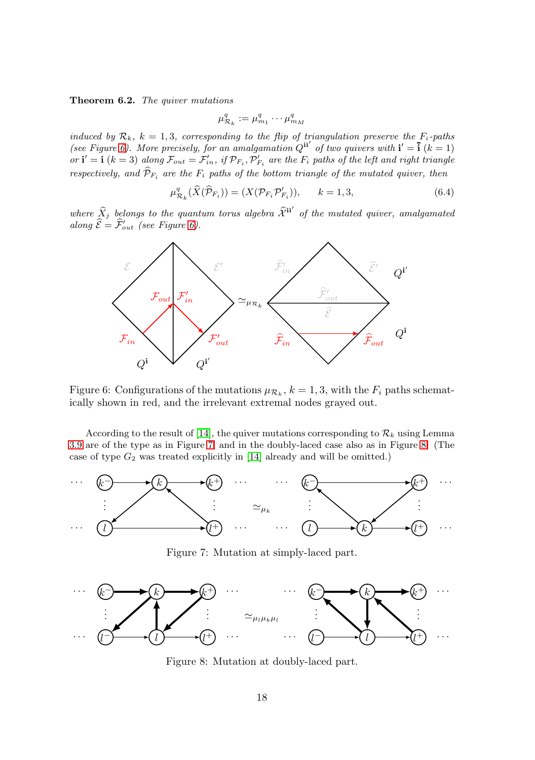**Theorem 6.2.** *The quiver mutations*

$$\mu^q_{\mathcal{R}_k} := \mu^q_{m_1} \cdots \mu^q_{m_M}$$

*induced by $\mathcal{R}_k$, $k = 1, 3$, corresponding to the flip of triangulation preserve the $F_i$-paths (see Figure 6). More precisely, for an amalgamation $Q^{\mathbf{ii}'}$ of two quivers with $\mathbf{i}' = \bar{\mathbf{i}}$ ($k = 1$) or $\mathbf{i}' = \mathbf{i}$ ($k = 3$) along $\mathcal{F}_{out} = \mathcal{F}'_{in}$, if $\mathcal{P}_{F_i}, \mathcal{P}'_{F_i}$ are the $F_i$ paths of the left and right triangle respectively, and $\widehat{\mathcal{P}}_{F_i}$ are the $F_i$ paths of the bottom triangle of the mutated quiver, then*

$$\mu^q_{\mathcal{R}_k}(\widehat{X}(\widehat{\mathcal{P}}_{F_i})) = (X(\mathcal{P}_{F_i}\mathcal{P}'_{F_i})), \qquad k = 1, 3, \tag{6.4}$$

*where $\widehat{X}_j$ belongs to the quantum torus algebra $\widehat{\mathcal{X}}^{\mathbf{ii}'}$ of the mutated quiver, amalgamated along $\widehat{\mathcal{E}} = \widehat{\mathcal{F}}'_{out}$ (see Figure 6).*

Figure 6: Configurations of the mutations $\mu_{\mathcal{R}_k}$, $k = 1, 3$, with the $F_i$ paths schematically shown in red, and the irrelevant extremal nodes grayed out.

According to the result of [14], the quiver mutations corresponding to $\mathcal{R}_k$ using Lemma 3.9 are of the type as in Figure 7 and in the doubly-laced case also as in Figure 8. (The case of type $G_2$ was treated explicitly in [14] already and will be omitted.)

Figure 7: Mutation at simply-laced part.

Figure 8: Mutation at doubly-laced part.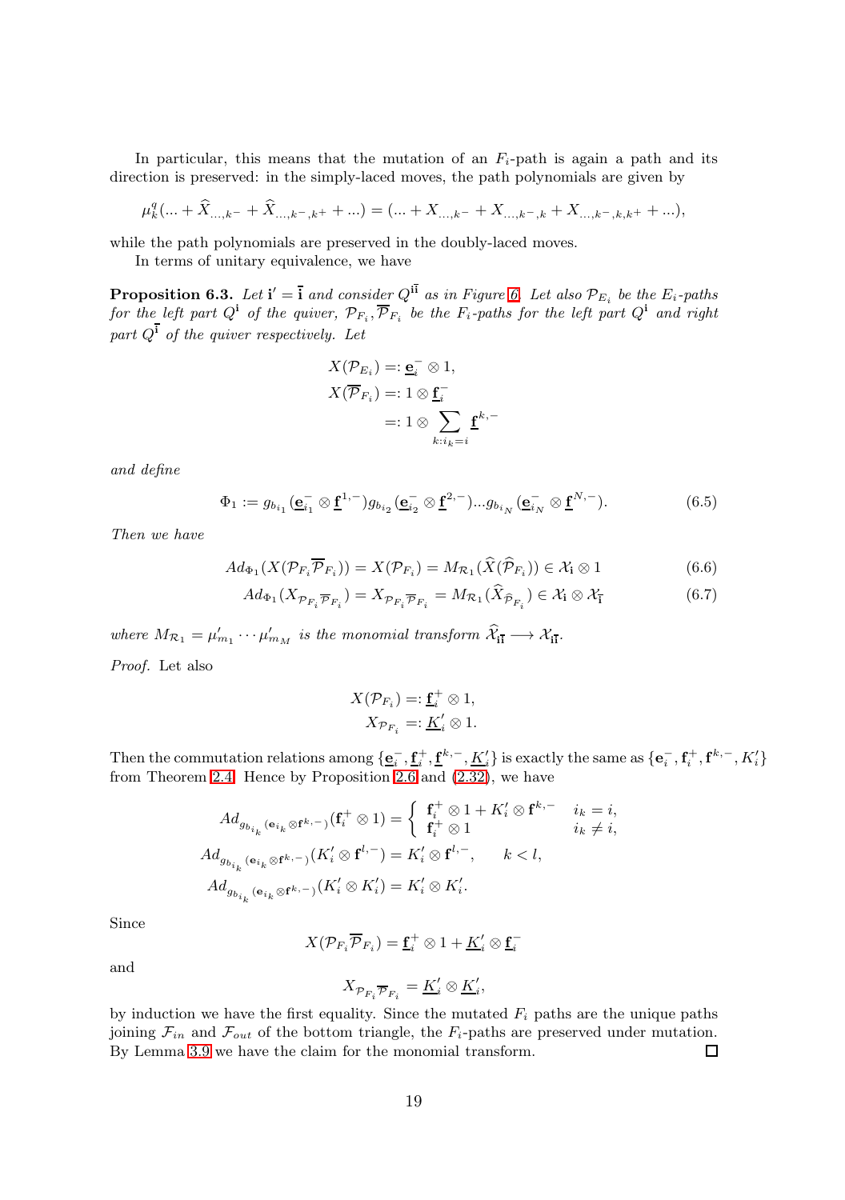In particular, this means that the mutation of an $F_i$-path is again a path and its direction is preserved: in the simply-laced moves, the path polynomials are given by

$$\mu_k^q(...+\widehat{X}_{...,k^-}+\widehat{X}_{...,k^-,k^+}+...)=(...+X_{...,k^-}+X_{...,k^-,k}+X_{...,k^-,k,k^+}+...),$$

while the path polynomials are preserved in the doubly-laced moves.

In terms of unitary equivalence, we have

**Proposition 6.3.** *Let $\mathbf{i}'=\overline{\mathbf{i}}$ and consider $Q^{\mathbf{i}\overline{\mathbf{i}}}$ as in Figure 6. Let also $\mathcal{P}_{E_i}$ be the $E_i$-paths for the left part $Q^{\mathbf{i}}$ of the quiver, $\mathcal{P}_{F_i}, \overline{\mathcal{P}}_{F_i}$ be the $F_i$-paths for the left part $Q^{\mathbf{i}}$ and right part $Q^{\overline{\mathbf{i}}}$ of the quiver respectively. Let*

$$\begin{aligned}
X(\mathcal{P}_{E_i}) &=: \underline{\mathbf{e}}_i^- \otimes 1,\\
X(\overline{\mathcal{P}}_{F_i}) &=: 1\otimes \underline{\mathbf{f}}_i^-\\
&=: 1\otimes \sum_{k:i_k=i}\underline{\mathbf{f}}^{k,-}
\end{aligned}$$

*and define*

$$\Phi_1 := g_{b_{i_1}}(\underline{\mathbf{e}}_{i_1}^-\otimes\underline{\mathbf{f}}^{1,-})g_{b_{i_2}}(\underline{\mathbf{e}}_{i_2}^-\otimes\underline{\mathbf{f}}^{2,-})...g_{b_{i_N}}(\underline{\mathbf{e}}_{i_N}^-\otimes\underline{\mathbf{f}}^{N,-}). \tag{6.5}$$

*Then we have*

$$Ad_{\Phi_1}(X(\mathcal{P}_{F_i}\overline{\mathcal{P}}_{F_i})) = X(\mathcal{P}_{F_i}) = M_{\mathcal{R}_1}(\widehat{X}(\widehat{\mathcal{P}}_{F_i}))\in\mathcal{X}_{\mathbf{i}}\otimes 1 \tag{6.6}$$

$$Ad_{\Phi_1}(X_{\mathcal{P}_{F_i}\overline{\mathcal{P}}_{F_i}}) = X_{\mathcal{P}_{F_i}\overline{\mathcal{P}}_{F_i}} = M_{\mathcal{R}_1}(\widehat{X}_{\widehat{\mathcal{P}}_{F_i}})\in\mathcal{X}_{\mathbf{i}}\otimes\mathcal{X}_{\overline{\mathbf{i}}} \tag{6.7}$$

*where $M_{\mathcal{R}_1}=\mu'_{m_1}\cdots\mu'_{m_M}$ is the monomial transform $\widehat{\mathcal{X}}_{\mathbf{i}\overline{\mathbf{i}}}\longrightarrow\mathcal{X}_{\mathbf{i}\overline{\mathbf{i}}}$.*

*Proof.* Let also

$$\begin{aligned}
X(\mathcal{P}_{F_i}) &=: \underline{\mathbf{f}}_i^+\otimes 1,\\
X_{\mathcal{P}_{F_i}} &=: \underline{K}_i'\otimes 1.
\end{aligned}$$

Then the commutation relations among $\{\underline{\mathbf{e}}_i^-,\underline{\mathbf{f}}_i^+,\underline{\mathbf{f}}^{k,-},\underline{K}_i'\}$ is exactly the same as $\{\mathbf{e}_i^-,\mathbf{f}_i^+,\mathbf{f}^{k,-},K_i'\}$ from Theorem 2.4. Hence by Proposition 2.6 and (2.32), we have

$$\begin{aligned}
Ad_{g_{b_{i_k}}(\mathbf{e}_{i_k}\otimes\mathbf{f}^{k,-})}(\mathbf{f}_i^+\otimes 1) &= \begin{cases}\mathbf{f}_i^+\otimes 1 + K_i'\otimes\mathbf{f}^{k,-} & i_k=i,\\ \mathbf{f}_i^+\otimes 1 & i_k\neq i,\end{cases}\\
Ad_{g_{b_{i_k}}(\mathbf{e}_{i_k}\otimes\mathbf{f}^{k,-})}(K_i'\otimes\mathbf{f}^{l,-}) &= K_i'\otimes\mathbf{f}^{l,-},\qquad k<l,\\
Ad_{g_{b_{i_k}}(\mathbf{e}_{i_k}\otimes\mathbf{f}^{k,-})}(K_i'\otimes K_i') &= K_i'\otimes K_i'.
\end{aligned}$$

Since

$$X(\mathcal{P}_{F_i}\overline{\mathcal{P}}_{F_i}) = \underline{\mathbf{f}}_i^+\otimes 1+\underline{K}_i'\otimes\underline{\mathbf{f}}_i^-$$

and

$$X_{\mathcal{P}_{F_i}\overline{\mathcal{P}}_{F_i}} = \underline{K}_i'\otimes\underline{K}_i',$$

by induction we have the first equality. Since the mutated $F_i$ paths are the unique paths joining $\mathcal{F}_{in}$ and $\mathcal{F}_{out}$ of the bottom triangle, the $F_i$-paths are preserved under mutation. By Lemma 3.9 we have the claim for the monomial transform. ◻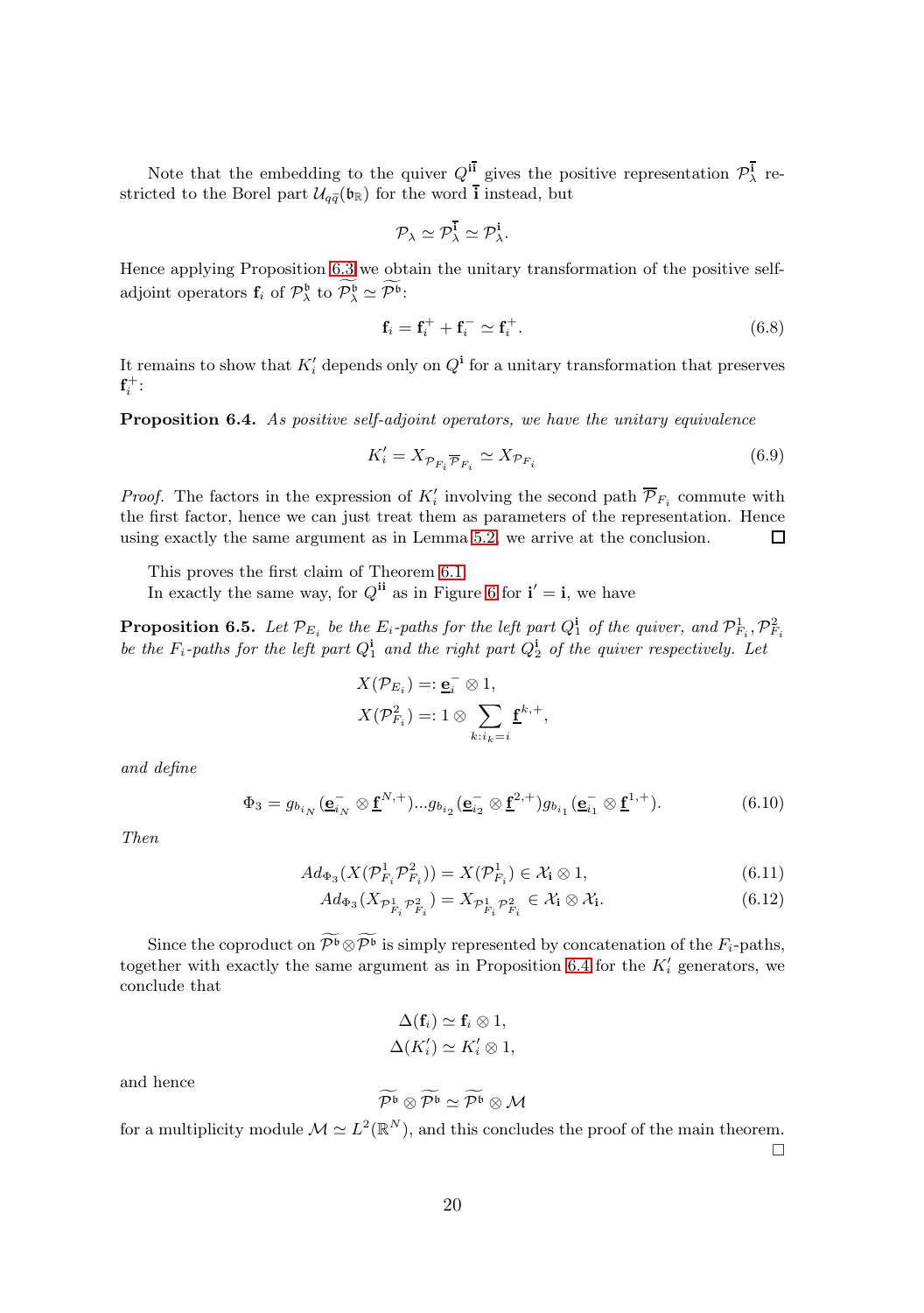Note that the embedding to the quiver $Q^{\mathbf{i}\bar{\mathbf{i}}}$ gives the positive representation $\mathcal{P}_\lambda^{\bar{\mathbf{i}}}$ restricted to the Borel part $\mathcal{U}_{q\tilde{q}}(\mathfrak{b}_\mathbb{R})$ for the word $\bar{\mathbf{i}}$ instead, but

$$\mathcal{P}_\lambda \simeq \mathcal{P}_\lambda^{\bar{\mathbf{i}}} \simeq \mathcal{P}_\lambda^{\mathbf{i}}.$$

Hence applying Proposition 6.3 we obtain the unitary transformation of the positive self-adjoint operators $\mathbf{f}_i$ of $\mathcal{P}_\lambda^\mathfrak{b}$ to $\widetilde{\mathcal{P}_\lambda^\mathfrak{b}} \simeq \widetilde{\mathcal{P}^\mathfrak{b}}$:

$$\mathbf{f}_i = \mathbf{f}_i^+ + \mathbf{f}_i^- \simeq \mathbf{f}_i^+. \tag{6.8}$$

It remains to show that $K_i'$ depends only on $Q^{\mathbf{i}}$ for a unitary transformation that preserves $\mathbf{f}_i^+$:

**Proposition 6.4.** *As positive self-adjoint operators, we have the unitary equivalence*

$$K_i' = X_{\mathcal{P}_{F_i}\overline{\mathcal{P}}_{F_i}} \simeq X_{\mathcal{P}_{F_i}} \tag{6.9}$$

*Proof.* The factors in the expression of $K_i'$ involving the second path $\overline{\mathcal{P}}_{F_i}$ commute with the first factor, hence we can just treat them as parameters of the representation. Hence using exactly the same argument as in Lemma 5.2, we arrive at the conclusion. □

This proves the first claim of Theorem 6.1.

In exactly the same way, for $Q^{\mathbf{ii}}$ as in Figure 6 for $\mathbf{i}' = \mathbf{i}$, we have

**Proposition 6.5.** *Let $\mathcal{P}_{E_i}$ be the $E_i$-paths for the left part $Q_1^{\mathbf{i}}$ of the quiver, and $\mathcal{P}_{F_i}^1, \mathcal{P}_{F_i}^2$ be the $F_i$-paths for the left part $Q_1^{\mathbf{i}}$ and the right part $Q_2^{\mathbf{i}}$ of the quiver respectively. Let*

$$X(\mathcal{P}_{E_i}) =: \underline{\mathbf{e}}_i^- \otimes 1,$$
$$X(\mathcal{P}_{F_i}^2) =: 1 \otimes \sum_{k:i_k=i} \underline{\mathbf{f}}^{k,+},$$

*and define*

$$\Phi_3 = g_{b_{i_N}}(\underline{\mathbf{e}}_{i_N}^- \otimes \underline{\mathbf{f}}^{N,+}) ... g_{b_{i_2}}(\underline{\mathbf{e}}_{i_2}^- \otimes \underline{\mathbf{f}}^{2,+}) g_{b_{i_1}}(\underline{\mathbf{e}}_{i_1}^- \otimes \underline{\mathbf{f}}^{1,+}). \tag{6.10}$$

*Then*

$$Ad_{\Phi_3}(X(\mathcal{P}_{F_i}^1\mathcal{P}_{F_i}^2)) = X(\mathcal{P}_{F_i}^1) \in \mathcal{X}_{\mathbf{i}} \otimes 1, \tag{6.11}$$

$$Ad_{\Phi_3}(X_{\mathcal{P}_{F_i}^1\mathcal{P}_{F_i}^2}) = X_{\mathcal{P}_{F_i}^1\mathcal{P}_{F_i}^2} \in \mathcal{X}_{\mathbf{i}} \otimes \mathcal{X}_{\mathbf{i}}. \tag{6.12}$$

Since the coproduct on $\widetilde{\mathcal{P}^\mathfrak{b}} \otimes \widetilde{\mathcal{P}^\mathfrak{b}}$ is simply represented by concatenation of the $F_i$-paths, together with exactly the same argument as in Proposition 6.4 for the $K_i'$ generators, we conclude that

$$\Delta(\mathbf{f}_i) \simeq \mathbf{f}_i \otimes 1,$$
$$\Delta(K_i') \simeq K_i' \otimes 1,$$

and hence

$$\widetilde{\mathcal{P}^\mathfrak{b}} \otimes \widetilde{\mathcal{P}^\mathfrak{b}} \simeq \widetilde{\mathcal{P}^\mathfrak{b}} \otimes \mathcal{M}$$

for a multiplicity module $\mathcal{M} \simeq L^2(\mathbb{R}^N)$, and this concludes the proof of the main theorem. □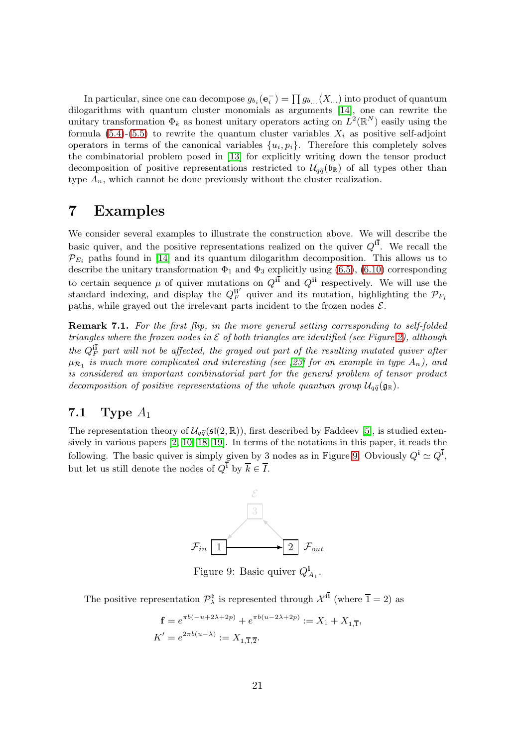In particular, since one can decompose $g_{b_i}(\mathbf{e}_i^-) = \prod g_{b_{...}}(X_{...})$ into product of quantum dilogarithms with quantum cluster monomials as arguments [14], one can rewrite the unitary transformation $\Phi_k$ as honest unitary operators acting on $L^2(\mathbb{R}^N)$ easily using the formula (5.4)-(5.5) to rewrite the quantum cluster variables $X_i$ as positive self-adjoint operators in terms of the canonical variables $\{u_i, p_i\}$. Therefore this completely solves the combinatorial problem posed in [13] for explicitly writing down the tensor product decomposition of positive representations restricted to $\mathcal{U}_{q\widetilde{q}}(\mathfrak{b}_\mathbb{R})$ of all types other than type $A_n$, which cannot be done previously without the cluster realization.

# 7 Examples

We consider several examples to illustrate the construction above. We will describe the basic quiver, and the positive representations realized on the quiver $Q^{\mathbf{i}\overline{\mathbf{i}}}$. We recall the $\mathcal{P}_{E_i}$ paths found in [14] and its quantum dilogarithm decomposition. This allows us to describe the unitary transformation $\Phi_1$ and $\Phi_3$ explicitly using (6.5), (6.10) corresponding to certain sequence $\mu$ of quiver mutations on $Q^{\mathbf{i}\overline{\mathbf{i}}}$ and $Q^{\mathbf{i}\mathbf{i}}$ respectively. We will use the standard indexing, and display the $Q_F^{\mathbf{i}\mathbf{i}'}$ quiver and its mutation, highlighting the $\mathcal{P}_{F_i}$ paths, while grayed out the irrelevant parts incident to the frozen nodes $\mathcal{E}$.

**Remark 7.1.** *For the first flip, in the more general setting corresponding to self-folded triangles where the frozen nodes in $\mathcal{E}$ of both triangles are identified (see Figure 2), although the $Q_F^{\mathbf{i}\overline{\mathbf{i}}}$ part will not be affected, the grayed out part of the resulting mutated quiver after $\mu_{\mathcal{R}_1}$ is much more complicated and interesting (see [23] for an example in type $A_n$), and is considered an important combinatorial part for the general problem of tensor product decomposition of positive representations of the whole quantum group $\mathcal{U}_{q\widetilde{q}}(\mathfrak{g}_\mathbb{R})$.*

## 7.1 Type $A_1$

The representation theory of $\mathcal{U}_{q\widetilde{q}}(\mathfrak{sl}(2,\mathbb{R}))$, first described by Faddeev [5], is studied extensively in various papers [2, 10, 18, 19]. In terms of the notations in this paper, it reads the following. The basic quiver is simply given by 3 nodes as in Figure 9. Obviously $Q^{\mathbf{i}} \simeq Q^{\overline{\mathbf{i}}}$, but let us still denote the nodes of $Q^{\overline{\mathbf{i}}}$ by $\overline{k} \in \overline{I}$.

$\mathcal{E}$

3

$\mathcal{F}_{in}$ 1 2 $\mathcal{F}_{out}$

Figure 9: Basic quiver $Q^{\mathbf{i}}_{A_1}$.

The positive representation $\mathcal{P}_\lambda^\mathfrak{b}$ is represented through $\mathcal{X}^{\mathbf{i}\overline{\mathbf{i}}}$ (where $\overline{1} = 2$) as

$$\mathbf{f} = e^{\pi b(-u+2\lambda+2p)} + e^{\pi b(u-2\lambda+2p)} := X_1 + X_{1,\overline{1}},$$
$$K' = e^{2\pi b(u-\lambda)} := X_{1,\overline{1},\overline{2}}.$$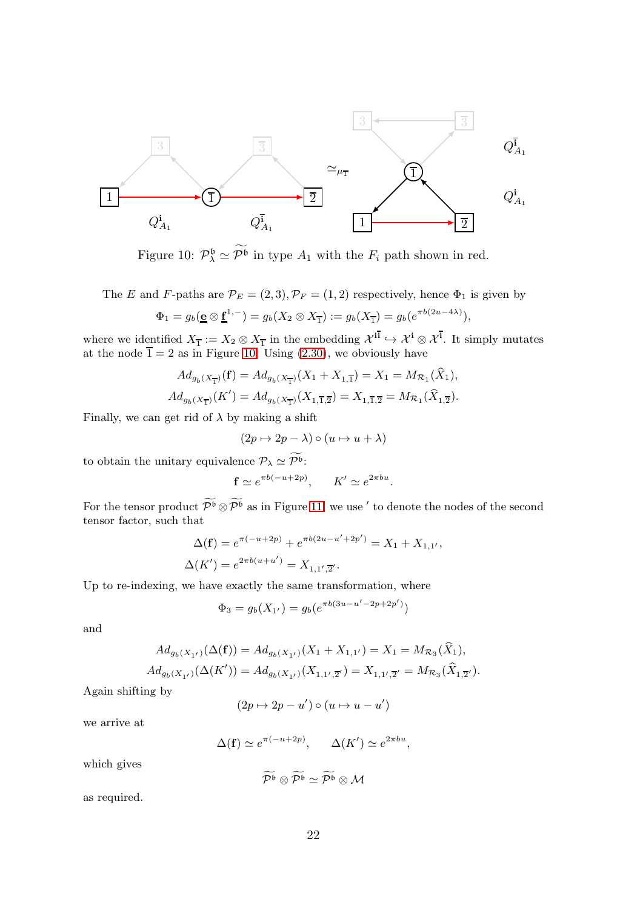Figure 10: $\mathcal{P}_\lambda^{\mathfrak{b}} \simeq \widetilde{\mathcal{P}^{\mathfrak{b}}}$ in type $A_1$ with the $F_i$ path shown in red.

The $E$ and $F$-paths are $\mathcal{P}_E = (2,3), \mathcal{P}_F = (1,2)$ respectively, hence $\Phi_1$ is given by

$$\Phi_1 = g_b(\underline{\mathbf{e}} \otimes \underline{\mathbf{f}}^{1,-}) = g_b(X_2 \otimes X_{\overline{1}}) = g_b(X_{\overline{1}}) = g_b(e^{\pi b(2u-4\lambda)}),$$

where we identified $X_{\overline{1}} := X_2 \otimes X_{\overline{1}}$ in the embedding $\mathcal{X}^{\mathbf{i}\overline{\mathbf{i}}} \hookrightarrow \mathcal{X}^{\mathbf{i}} \otimes \mathcal{X}^{\overline{\mathbf{i}}}$. It simply mutates at the node $\overline{1} = 2$ as in Figure 10. Using (2.30), we obviously have

$$Ad_{g_b(X_{\overline{1}})}(\mathbf{f}) = Ad_{g_b(X_{\overline{1}})}(X_1 + X_{1,\overline{1}}) = X_1 = M_{\mathcal{R}_1}(\widehat{X}_1),$$

$$Ad_{g_b(X_{\overline{1}})}(K') = Ad_{g_b(X_{\overline{1}})}(X_{1,\overline{1},\overline{2}}) = X_{1,\overline{1},\overline{2}} = M_{\mathcal{R}_1}(\widehat{X}_{1,\overline{2}}).$$

Finally, we can get rid of $\lambda$ by making a shift

$$(2p \mapsto 2p - \lambda) \circ (u \mapsto u + \lambda)$$

to obtain the unitary equivalence $\mathcal{P}_\lambda \simeq \widetilde{\mathcal{P}^{\mathfrak{b}}}$:

$$\mathbf{f} \simeq e^{\pi b(-u+2p)}, \qquad K' \simeq e^{2\pi b u}.$$

For the tensor product $\widetilde{\mathcal{P}^{\mathfrak{b}}} \otimes \widetilde{\mathcal{P}^{\mathfrak{b}}}$ as in Figure 11, we use $'$ to denote the nodes of the second tensor factor, such that

$$\Delta(\mathbf{f}) = e^{\pi(-u+2p)} + e^{\pi b(2u-u'+2p')} = X_1 + X_{1,1'},$$

$$\Delta(K') = e^{2\pi b(u+u')} = X_{1,1',\overline{2}'}.$$

Up to re-indexing, we have exactly the same transformation, where

$$\Phi_3 = g_b(X_{1'}) = g_b(e^{\pi b(3u-u'-2p+2p')})$$

and

$$Ad_{g_b(X_{1'})}(\Delta(\mathbf{f})) = Ad_{g_b(X_{1'})}(X_1 + X_{1,1'}) = X_1 = M_{\mathcal{R}_3}(\widehat{X}_1),$$

$$Ad_{g_b(X_{1'})}(\Delta(K')) = Ad_{g_b(X_{1'})}(X_{1,1',\overline{2}'}) = X_{1,1',\overline{2}'} = M_{\mathcal{R}_3}(\widehat{X}_{1,\overline{2}'}).$$

Again shifting by

$$(2p \mapsto 2p - u') \circ (u \mapsto u - u')$$

we arrive at

$$\Delta(\mathbf{f}) \simeq e^{\pi(-u+2p)}, \qquad \Delta(K') \simeq e^{2\pi b u},$$

which gives

$$\widetilde{\mathcal{P}^{\mathfrak{b}}} \otimes \widetilde{\mathcal{P}^{\mathfrak{b}}} \simeq \widetilde{\mathcal{P}^{\mathfrak{b}}} \otimes \mathcal{M}$$

as required.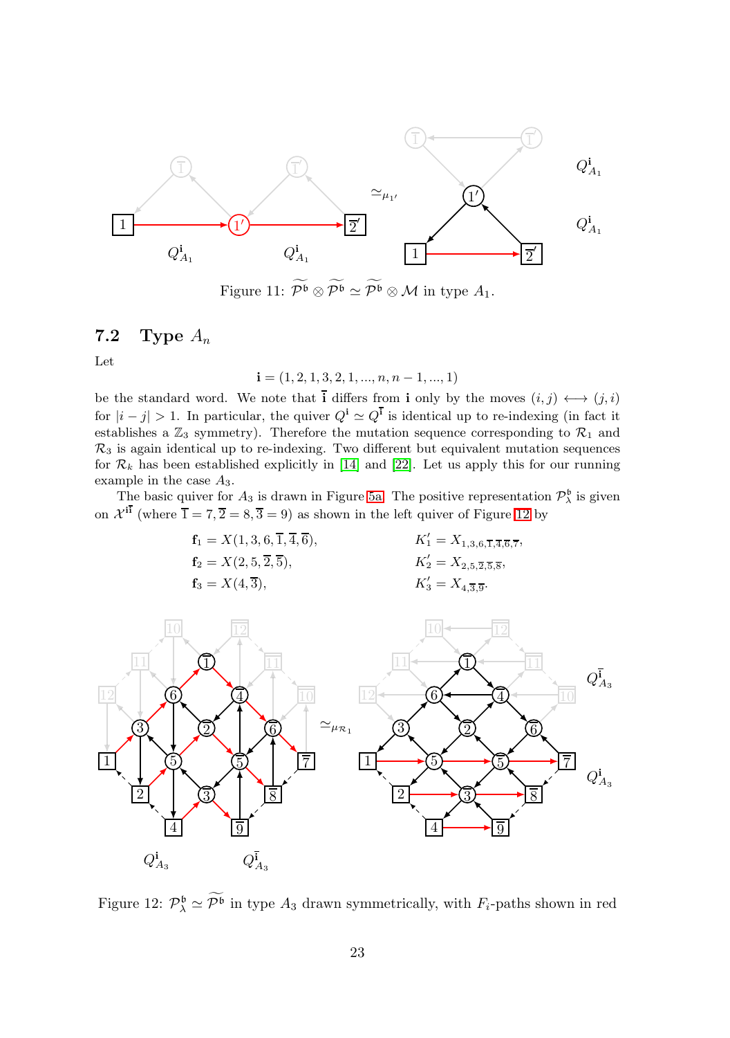$Q^{\mathbf{i}}_{A_1}$

$Q^{\mathbf{i}}_{A_1}$

$\simeq_{\mu_{1'}}$

$Q^{\mathbf{i}}_{A_1}$

$Q^{\mathbf{i}}_{A_1}$

Figure 11: $\widetilde{\mathcal{P}^{\mathfrak{b}}} \otimes \widetilde{\mathcal{P}^{\mathfrak{b}}} \simeq \widetilde{\mathcal{P}^{\mathfrak{b}}} \otimes \mathcal{M}$ in type $A_1$.

## 7.2 Type $A_n$

Let

$$\mathbf{i} = (1, 2, 1, 3, 2, 1, ..., n, n-1, ..., 1)$$

be the standard word. We note that $\bar{\mathbf{i}}$ differs from $\mathbf{i}$ only by the moves $(i, j) \longleftrightarrow (j, i)$ for $|i - j| > 1$. In particular, the quiver $Q^{\mathbf{i}} \simeq Q^{\bar{\mathbf{i}}}$ is identical up to re-indexing (in fact it establishes a $\mathbb{Z}_3$ symmetry). Therefore the mutation sequence corresponding to $\mathcal{R}_1$ and $\mathcal{R}_3$ is again identical up to re-indexing. Two different but equivalent mutation sequences for $\mathcal{R}_k$ has been established explicitly in [14] and [22]. Let us apply this for our running example in the case $A_3$.

The basic quiver for $A_3$ is drawn in Figure 5a. The positive representation $\mathcal{P}^{\mathfrak{b}}_{\lambda}$ is given on $\mathcal{X}^{\mathbf{i}\bar{\mathbf{i}}}$ (where $\bar{1} = 7, \bar{2} = 8, \bar{3} = 9$) as shown in the left quiver of Figure 12 by

$$\mathbf{f}_1 = X(1, 3, 6, \bar{1}, \bar{4}, \bar{6}), \qquad K'_1 = X_{1,3,6,\bar{1},\bar{4},\bar{6},\bar{7}},$$

$$\mathbf{f}_2 = X(2, 5, \bar{2}, \bar{5}), \qquad K'_2 = X_{2,5,\bar{2},\bar{5},\bar{8}},$$

$$\mathbf{f}_3 = X(4, \bar{3}), \qquad K'_3 = X_{4,\bar{3},\bar{9}}.$$

$\simeq_{\mu_{\mathcal{R}_1}}$

$Q^{\bar{\mathbf{i}}}_{A_3}$

$Q^{\mathbf{i}}_{A_3}$

$Q^{\mathbf{i}}_{A_3}$

$Q^{\bar{\mathbf{i}}}_{A_3}$

Figure 12: $\mathcal{P}^{\mathfrak{b}}_{\lambda} \simeq \widetilde{\mathcal{P}^{\mathfrak{b}}}$ in type $A_3$ drawn symmetrically, with $F_i$-paths shown in red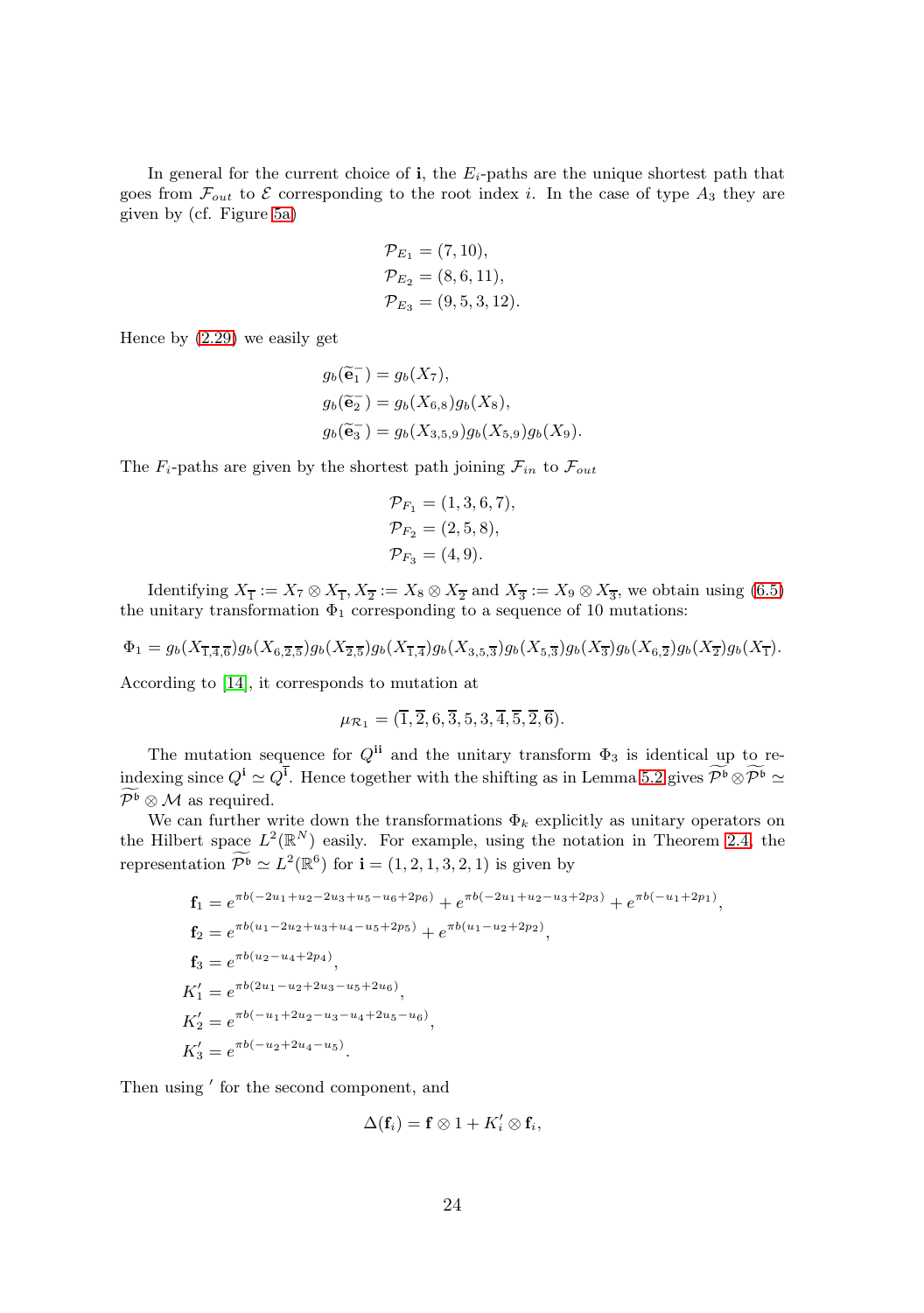In general for the current choice of $\mathbf{i}$, the $E_i$-paths are the unique shortest path that goes from $\mathcal{F}_{out}$ to $\mathcal{E}$ corresponding to the root index $i$. In the case of type $A_3$ they are given by (cf. Figure 5a)

$$\mathcal{P}_{E_1} = (7, 10),$$
$$\mathcal{P}_{E_2} = (8, 6, 11),$$
$$\mathcal{P}_{E_3} = (9, 5, 3, 12).$$

Hence by (2.29) we easily get

$$g_b(\widetilde{\mathbf{e}}_1^-) = g_b(X_7),$$
$$g_b(\widetilde{\mathbf{e}}_2^-) = g_b(X_{6,8})g_b(X_8),$$
$$g_b(\widetilde{\mathbf{e}}_3^-) = g_b(X_{3,5,9})g_b(X_{5,9})g_b(X_9).$$

The $F_i$-paths are given by the shortest path joining $\mathcal{F}_{in}$ to $\mathcal{F}_{out}$

$$\mathcal{P}_{F_1} = (1, 3, 6, 7),$$
$$\mathcal{P}_{F_2} = (2, 5, 8),$$
$$\mathcal{P}_{F_3} = (4, 9).$$

Identifying $X_{\overline{1}} := X_7 \otimes X_{\overline{1}}, X_{\overline{2}} := X_8 \otimes X_{\overline{2}}$ and $X_{\overline{3}} := X_9 \otimes X_{\overline{3}}$, we obtain using (6.5) the unitary transformation $\Phi_1$ corresponding to a sequence of 10 mutations:

$$\Phi_1 = g_b(X_{\overline{1},\overline{4},\overline{6}})g_b(X_{6,\overline{2},\overline{5}})g_b(X_{\overline{2},\overline{5}})g_b(X_{\overline{1},\overline{4}})g_b(X_{3,5,\overline{3}})g_b(X_{5,\overline{3}})g_b(X_{\overline{3}})g_b(X_{6,\overline{2}})g_b(X_{\overline{2}})g_b(X_{\overline{1}}).$$

According to [14], it corresponds to mutation at

$$\mu_{\mathcal{R}_1} = (\overline{1}, \overline{2}, 6, \overline{3}, 5, 3, \overline{4}, \overline{5}, \overline{2}, \overline{6}).$$

The mutation sequence for $Q^{\mathbf{ii}}$ and the unitary transform $\Phi_3$ is identical up to re-indexing since $Q^{\mathbf{i}} \simeq Q^{\overline{\mathbf{i}}}$. Hence together with the shifting as in Lemma 5.2 gives $\widetilde{\mathcal{P}^\mathfrak{b}} \otimes \widetilde{\mathcal{P}^\mathfrak{b}} \simeq \widetilde{\mathcal{P}^\mathfrak{b}} \otimes \mathcal{M}$ as required.

We can further write down the transformations $\Phi_k$ explicitly as unitary operators on the Hilbert space $L^2(\mathbb{R}^N)$ easily. For example, using the notation in Theorem 2.4, the representation $\widetilde{\mathcal{P}^\mathfrak{b}} \simeq L^2(\mathbb{R}^6)$ for $\mathbf{i} = (1, 2, 1, 3, 2, 1)$ is given by

$$\mathbf{f}_1 = e^{\pi b(-2u_1+u_2-2u_3+u_5-u_6+2p_6)} + e^{\pi b(-2u_1+u_2-u_3+2p_3)} + e^{\pi b(-u_1+2p_1)},$$
$$\mathbf{f}_2 = e^{\pi b(u_1-2u_2+u_3+u_4-u_5+2p_5)} + e^{\pi b(u_1-u_2+2p_2)},$$
$$\mathbf{f}_3 = e^{\pi b(u_2-u_4+2p_4)},$$
$$K_1' = e^{\pi b(2u_1-u_2+2u_3-u_5+2u_6)},$$
$$K_2' = e^{\pi b(-u_1+2u_2-u_3-u_4+2u_5-u_6)},$$
$$K_3' = e^{\pi b(-u_2+2u_4-u_5)}.$$

Then using $'$ for the second component, and

$$\Delta(\mathbf{f}_i) = \mathbf{f} \otimes 1 + K_i' \otimes \mathbf{f}_i,$$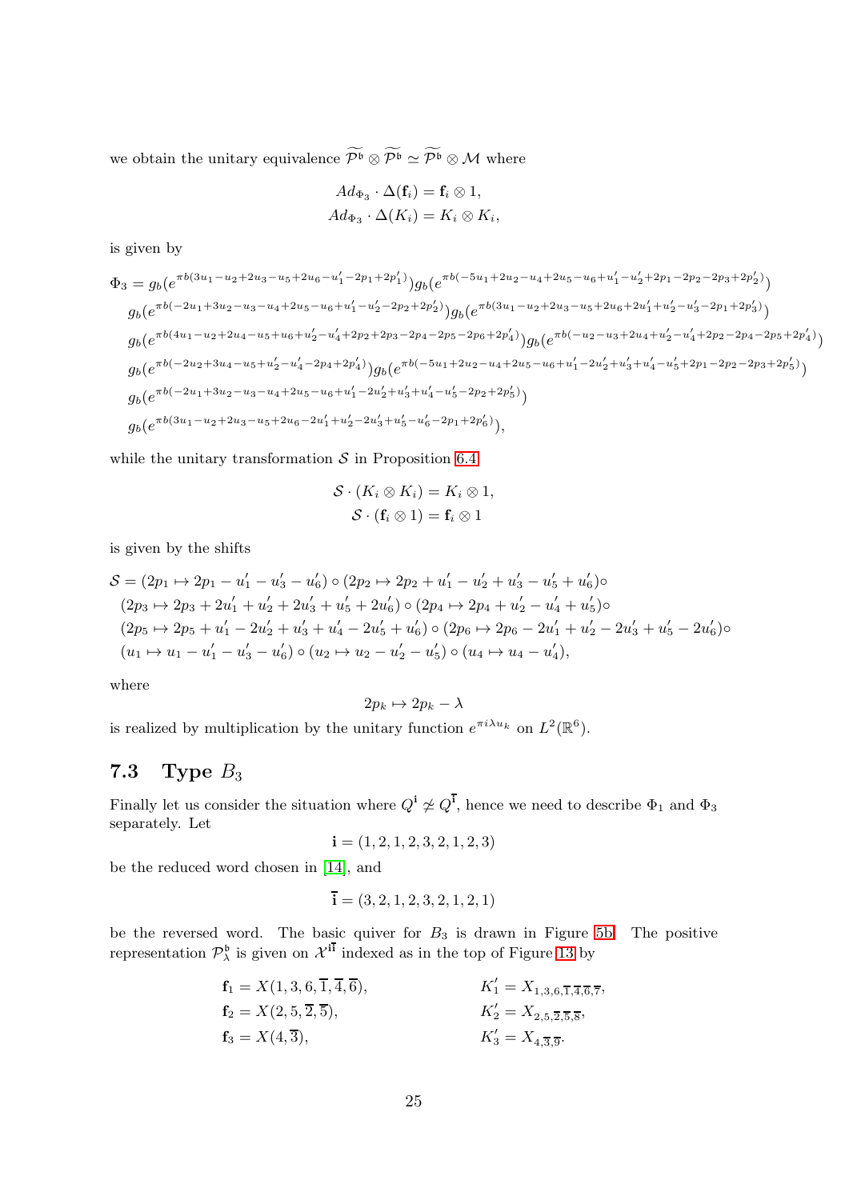we obtain the unitary equivalence $\widetilde{\mathcal{P}^{\mathfrak{b}}}\otimes\widetilde{\mathcal{P}^{\mathfrak{b}}}\simeq\widetilde{\mathcal{P}^{\mathfrak{b}}}\otimes\mathcal{M}$ where

$$Ad_{\Phi_3}\cdot\Delta(\mathbf{f}_i)=\mathbf{f}_i\otimes 1,$$
$$Ad_{\Phi_3}\cdot\Delta(K_i)=K_i\otimes K_i,$$

is given by

$$\begin{aligned}
\Phi_3 = & g_b(e^{\pi b(3u_1-u_2+2u_3-u_5+2u_6-u_1'-2p_1+2p_1')})g_b(e^{\pi b(-5u_1+2u_2-u_4+2u_5-u_6+u_1'-u_2'+2p_1-2p_2-2p_3+2p_2')})\\
& g_b(e^{\pi b(-2u_1+3u_2-u_3-u_4+2u_5-u_6+u_1'-u_2'-2p_2+2p_2')})g_b(e^{\pi b(3u_1-u_2+2u_3-u_5+2u_6+2u_1'+u_2'-u_3'-2p_1+2p_3')})\\
& g_b(e^{\pi b(4u_1-u_2+2u_4-u_5+u_6+u_2'-u_4'+2p_2+2p_3-2p_4-2p_5-2p_6+2p_4')})g_b(e^{\pi b(-u_2-u_3+2u_4+u_2'-u_4'+2p_2-2p_4-2p_5+2p_4')})\\
& g_b(e^{\pi b(-2u_2+3u_4-u_5+u_2'-u_4'-2p_4+2p_4')})g_b(e^{\pi b(-5u_1+2u_2-u_4+2u_5-u_6+u_1'-2u_2'+u_3'+u_4'-u_5'+2p_1-2p_2-2p_3+2p_5')})\\
& g_b(e^{\pi b(-2u_1+3u_2-u_3-u_4+2u_5-u_6+u_1'-2u_2'+u_3'+u_4'-u_5'-2p_2+2p_5')})\\
& g_b(e^{\pi b(3u_1-u_2+2u_3-u_5+2u_6-2u_1'+u_2'-2u_3'+u_5'-u_6'-2p_1+2p_6')}),
\end{aligned}$$

while the unitary transformation $\mathcal{S}$ in Proposition 6.4

$$\mathcal{S}\cdot(K_i\otimes K_i)=K_i\otimes 1,$$
$$\mathcal{S}\cdot(\mathbf{f}_i\otimes 1)=\mathbf{f}_i\otimes 1$$

is given by the shifts

$$\begin{aligned}
\mathcal{S}= & (2p_1\mapsto 2p_1-u_1'-u_3'-u_6')\circ(2p_2\mapsto 2p_2+u_1'-u_2'+u_3'-u_5'+u_6')\circ\\
& (2p_3\mapsto 2p_3+2u_1'+u_2'+2u_3'+u_5'+2u_6')\circ(2p_4\mapsto 2p_4+u_2'-u_4'+u_5')\circ\\
& (2p_5\mapsto 2p_5+u_1'-2u_2'+u_3'+u_4'-2u_5'+u_6')\circ(2p_6\mapsto 2p_6-2u_1'+u_2'-2u_3'+u_5'-2u_6')\circ\\
& (u_1\mapsto u_1-u_1'-u_3'-u_6')\circ(u_2\mapsto u_2-u_2'-u_5')\circ(u_4\mapsto u_4-u_4'),
\end{aligned}$$

where

$$2p_k\mapsto 2p_k-\lambda$$

is realized by multiplication by the unitary function $e^{\pi i\lambda u_k}$ on $L^2(\mathbb{R}^6)$.

## 7.3 Type $B_3$

Finally let us consider the situation where $Q^{\mathbf{i}}\not\simeq Q^{\overline{\mathbf{i}}}$, hence we need to describe $\Phi_1$ and $\Phi_3$ separately. Let

$$\mathbf{i}=(1,2,1,2,3,2,1,2,3)$$

be the reduced word chosen in [14], and

$$\overline{\mathbf{i}}=(3,2,1,2,3,2,1,2,1)$$

be the reversed word. The basic quiver for $B_3$ is drawn in Figure 5b. The positive representation $\mathcal{P}_\lambda^{\mathfrak{b}}$ is given on $\mathcal{X}^{\mathbf{i}\overline{\mathbf{i}}}$ indexed as in the top of Figure 13 by

$$\begin{aligned}
\mathbf{f}_1 &= X(1,3,6,\overline{1},\overline{4},\overline{6}), & K_1' &= X_{1,3,6,\overline{1},\overline{4},\overline{6},\overline{7}},\\
\mathbf{f}_2 &= X(2,5,\overline{2},\overline{5}), & K_2' &= X_{2,5,\overline{2},\overline{5},\overline{8}},\\
\mathbf{f}_3 &= X(4,\overline{3}), & K_3' &= X_{4,\overline{3},\overline{9}}.
\end{aligned}$$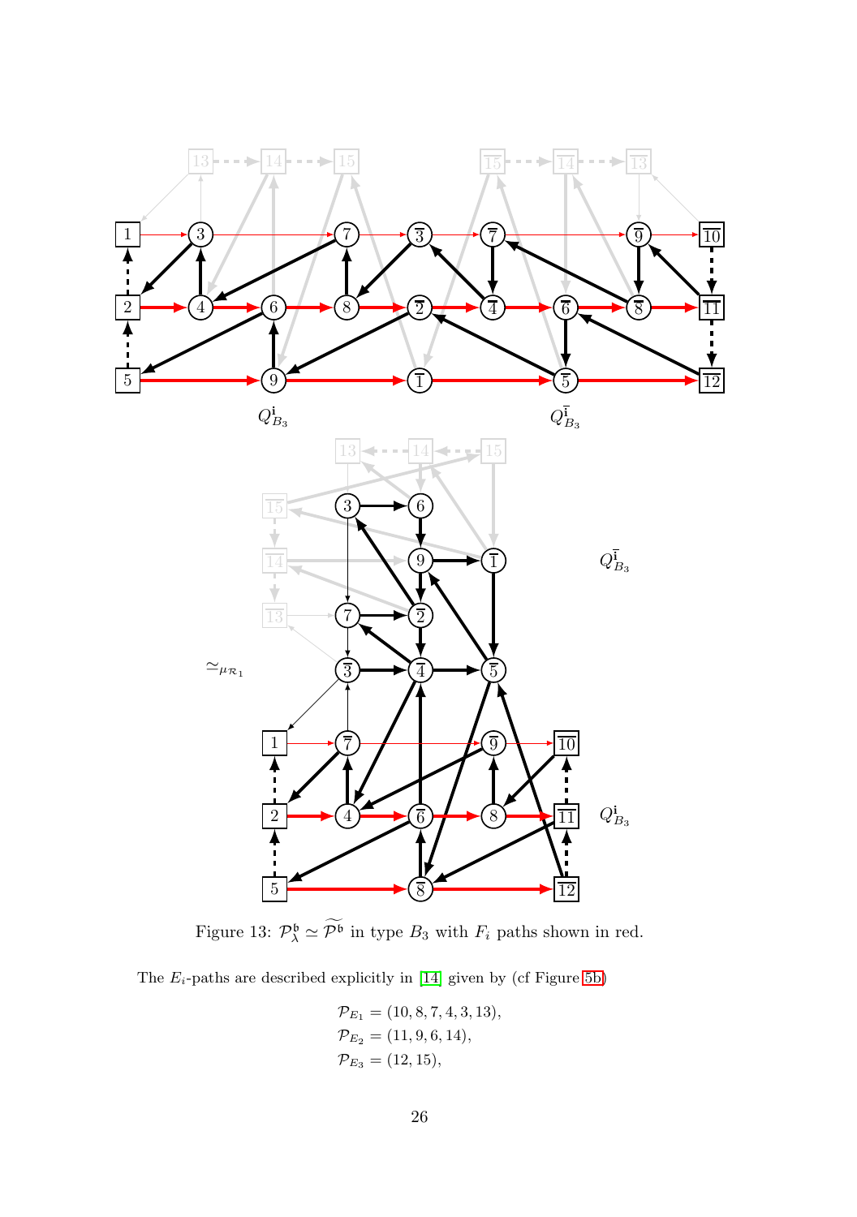Figure 13: $\mathcal{P}^{\mathfrak{b}}_{\lambda} \simeq \widetilde{\mathcal{P}^{\mathfrak{b}}}$ in type $B_3$ with $F_i$ paths shown in red.

The $E_i$-paths are described explicitly in [14] given by (cf Figure 5b)

$$\mathcal{P}_{E_1} = (10, 8, 7, 4, 3, 13),$$
$$\mathcal{P}_{E_2} = (11, 9, 6, 14),$$
$$\mathcal{P}_{E_3} = (12, 15),$$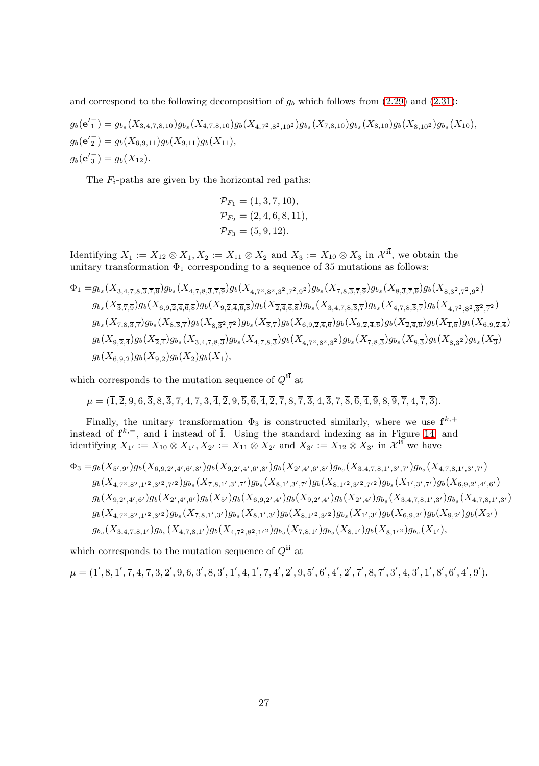and correspond to the following decomposition of $g_b$ which follows from (2.29) and (2.31):

$$g_b(\mathbf{e'}_1^-) = g_{b_s}(X_{3,4,7,8,10})g_{b_s}(X_{4,7,8,10})g_b(X_{4,7^2,8^2,10^2})g_{b_s}(X_{7,8,10})g_{b_s}(X_{8,10})g_b(X_{8,10^2})g_{b_s}(X_{10}),$$
$$g_b(\mathbf{e'}_2^-) = g_b(X_{6,9,11})g_b(X_{9,11})g_b(X_{11}),$$
$$g_b(\mathbf{e'}_3^-) = g_b(X_{12}).$$

The $F_i$-paths are given by the horizontal red paths:

$$\mathcal{P}_{F_1} = (1,3,7,10),$$
$$\mathcal{P}_{F_2} = (2,4,6,8,11),$$
$$\mathcal{P}_{F_3} = (5,9,12).$$

Identifying $X_{\overline{1}} := X_{12} \otimes X_{\overline{1}}, X_{\overline{2}} := X_{11} \otimes X_{\overline{2}}$ and $X_{\overline{3}} := X_{10} \otimes X_{\overline{3}}$ in $\mathcal{X}^{\mathbf{i}\overline{\mathbf{i}}}$, we obtain the unitary transformation $\Phi_1$ corresponding to a sequence of 35 mutations as follows:

$$\begin{aligned}
\Phi_1 =& g_{b_s}(X_{3,4,7,8,\overline{3},\overline{7},\overline{9}})g_{b_s}(X_{4,7,8,\overline{3},\overline{7},\overline{9}})g_b(X_{4,7^2,8^2,\overline{3}^2,\overline{7}^2,\overline{9}^2})g_{b_s}(X_{7,8,\overline{3},\overline{7},\overline{9}})g_{b_s}(X_{8,\overline{3},\overline{7},\overline{9}})g_b(X_{8,\overline{3}^2,\overline{7}^2,\overline{9}^2})\\
& g_{b_s}(X_{\overline{3},\overline{7},\overline{9}})g_b(X_{6,9,\overline{2},\overline{4},\overline{6},\overline{8}})g_b(X_{9,\overline{2},\overline{4},\overline{6},\overline{8}})g_b(X_{\overline{2},\overline{4},\overline{6},\overline{8}})g_{b_s}(X_{3,4,7,8,\overline{3},\overline{7}})g_{b_s}(X_{4,7,8,\overline{3},\overline{7}})g_b(X_{4,7^2,8^2,\overline{3}^2,\overline{7}^2})\\
& g_{b_s}(X_{7,8,\overline{3},\overline{7}})g_{b_s}(X_{8,\overline{3},\overline{7}})g_b(X_{8,\overline{3}^2,\overline{7}^2})g_{b_s}(X_{\overline{3},\overline{7}})g_b(X_{6,9,\overline{2},\overline{4},\overline{6}})g_b(X_{9,\overline{2},\overline{4},\overline{6}})g_b(X_{\overline{2},\overline{4},\overline{6}})g_b(X_{\overline{1},\overline{5}})g_b(X_{6,9,\overline{2},\overline{4}})\\
& g_b(X_{9,\overline{2},\overline{4}})g_b(X_{\overline{2},\overline{4}})g_{b_s}(X_{3,4,7,8,\overline{3}})g_{b_s}(X_{4,7,8,\overline{3}})g_b(X_{4,7^2,8^2,\overline{3}^2})g_{b_s}(X_{7,8,\overline{3}})g_{b_s}(X_{8,\overline{3}})g_b(X_{8,\overline{3}^2})g_{b_s}(X_{\overline{3}})\\
& g_b(X_{6,9,\overline{2}})g_b(X_{9,\overline{2}})g_b(X_{\overline{2}})g_b(X_{\overline{1}}),
\end{aligned}$$

which corresponds to the mutation sequence of $Q^{\mathbf{i}\overline{\mathbf{i}}}$ at

$$\mu = (\overline{1},\overline{2},9,6,\overline{3},8,\overline{3},7,4,7,3,\overline{4},\overline{2},9,\overline{5},\overline{6},\overline{4},\overline{2},\overline{7},8,\overline{7},\overline{3},4,\overline{3},7,\overline{8},\overline{6},\overline{4},\overline{9},8,\overline{9},\overline{7},4,\overline{7},\overline{3}).$$

Finally, the unitary transformation $\Phi_3$ is constructed similarly, where we use $\mathbf{f}^{k,+}$ instead of $\mathbf{f}^{k,-}$, and $\mathbf{i}$ instead of $\overline{\mathbf{i}}$. Using the standard indexing as in Figure 14, and identifying $X_{1'} := X_{10} \otimes X_{1'}, X_{2'} := X_{11} \otimes X_{2'}$ and $X_{3'} := X_{12} \otimes X_{3'}$ in $\mathcal{X}^{\mathbf{ii}}$ we have

$$\begin{aligned}
\Phi_3 =& g_b(X_{5',9'})g_b(X_{6,9,2',4',6',8'})g_b(X_{9,2',4',6',8'})g_b(X_{2',4',6',8'})g_{b_s}(X_{3,4,7,8,1',3',7'})g_{b_s}(X_{4,7,8,1',3',7'})\\
& g_b(X_{4,7^2,8^2,1'^2,3'^2,7'^2})g_{b_s}(X_{7,8,1',3',7'})g_{b_s}(X_{8,1',3',7'})g_b(X_{8,1'^2,3'^2,7'^2})g_{b_s}(X_{1',3',7'})g_b(X_{6,9,2',4',6'})\\
& g_b(X_{9,2',4',6'})g_b(X_{2',4',6'})g_b(X_{5'})g_b(X_{6,9,2',4'})g_b(X_{9,2',4'})g_b(X_{2',4'})g_{b_s}(X_{3,4,7,8,1',3'})g_{b_s}(X_{4,7,8,1',3'})\\
& g_b(X_{4,7^2,8^2,1'^2,3'^2})g_{b_s}(X_{7,8,1',3'})g_{b_s}(X_{8,1',3'})g_b(X_{8,1'^2,3'^2})g_{b_s}(X_{1',3'})g_b(X_{6,9,2'})g_b(X_{9,2'})g_b(X_{2'})\\
& g_{b_s}(X_{3,4,7,8,1'})g_{b_s}(X_{4,7,8,1'})g_b(X_{4,7^2,8^2,1'^2})g_{b_s}(X_{7,8,1'})g_{b_s}(X_{8,1'})g_b(X_{8,1'^2})g_{b_s}(X_{1'}),
\end{aligned}$$

which corresponds to the mutation sequence of $Q^{\mathbf{ii}}$ at

$$\mu = (1',8,1',7,4,7,3,2',9,6,3',8,3',1',4,1',7,4',2',9,5',6',4',2',7',8,7',3',4,3',1',8',6',4',9').$$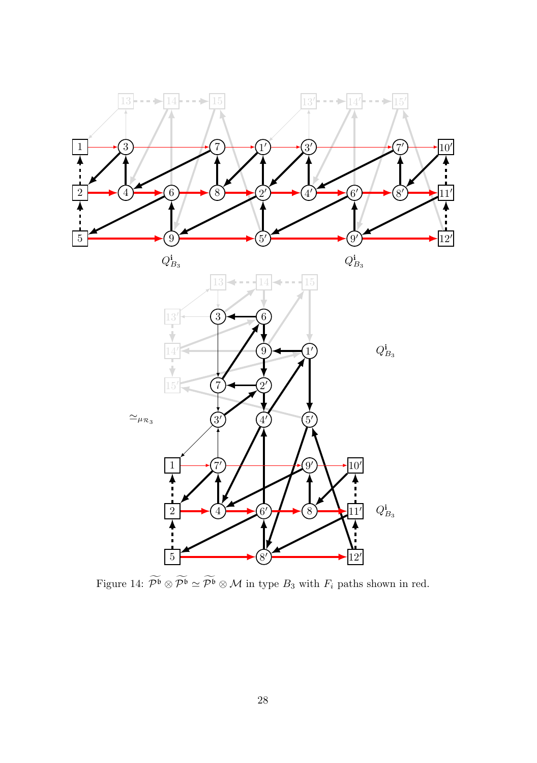$Q^{\mathbf{i}}_{B_3}$

$Q^{\mathbf{i}}_{B_3}$

$\simeq_{\mu_{\mathcal{R}_3}}$

$Q^{\mathbf{i}}_{B_3}$

$Q^{\mathbf{i}}_{B_3}$

Figure 14: $\widetilde{\mathcal{P}^{\mathfrak{b}}} \otimes \widetilde{\mathcal{P}^{\mathfrak{b}}} \simeq \widetilde{\mathcal{P}^{\mathfrak{b}}} \otimes \mathcal{M}$ in type $B_3$ with $F_i$ paths shown in red.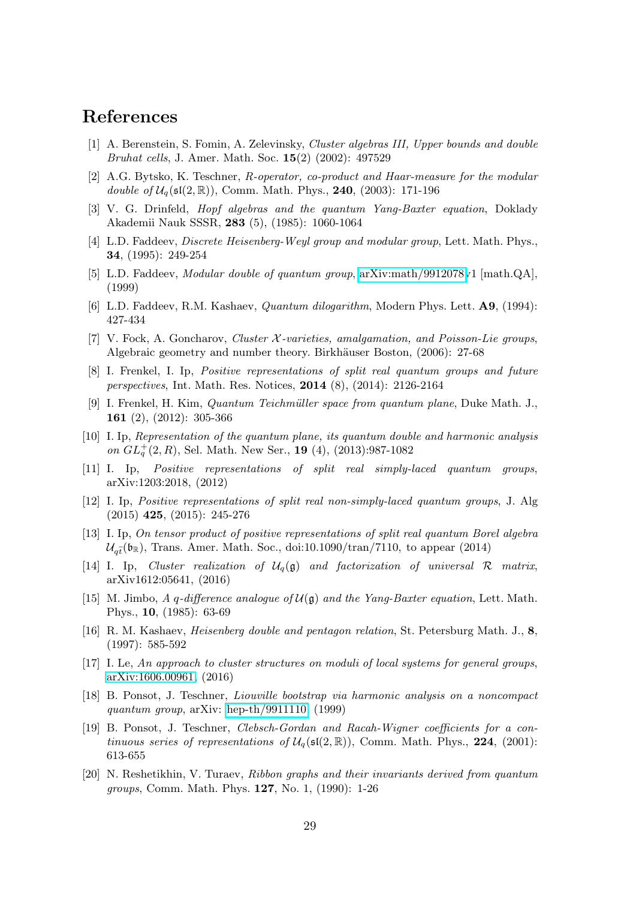## References

[1] A. Berenstein, S. Fomin, A. Zelevinsky, *Cluster algebras III, Upper bounds and double Bruhat cells*, J. Amer. Math. Soc. **15**(2) (2002): 497529

[2] A.G. Bytsko, K. Teschner, *R-operator, co-product and Haar-measure for the modular double of $\mathcal{U}_q(\mathfrak{sl}(2,\mathbb{R}))$*, Comm. Math. Phys., **240**, (2003): 171-196

[3] V. G. Drinfeld, *Hopf algebras and the quantum Yang-Baxter equation*, Doklady Akademii Nauk SSSR, **283** (5), (1985): 1060-1064

[4] L.D. Faddeev, *Discrete Heisenberg-Weyl group and modular group*, Lett. Math. Phys., **34**, (1995): 249-254

[5] L.D. Faddeev, *Modular double of quantum group*, arXiv:math/9912078v1 [math.QA], (1999)

[6] L.D. Faddeev, R.M. Kashaev, *Quantum dilogarithm*, Modern Phys. Lett. **A9**, (1994): 427-434

[7] V. Fock, A. Goncharov, *Cluster $\mathcal{X}$-varieties, amalgamation, and Poisson-Lie groups*, Algebraic geometry and number theory. Birkhäuser Boston, (2006): 27-68

[8] I. Frenkel, I. Ip, *Positive representations of split real quantum groups and future perspectives*, Int. Math. Res. Notices, **2014** (8), (2014): 2126-2164

[9] I. Frenkel, H. Kim, *Quantum Teichmüller space from quantum plane*, Duke Math. J., **161** (2), (2012): 305-366

[10] I. Ip, *Representation of the quantum plane, its quantum double and harmonic analysis on $GL_q^+(2,R)$*, Sel. Math. New Ser., **19** (4), (2013):987-1082

[11] I. Ip, *Positive representations of split real simply-laced quantum groups*, arXiv:1203:2018, (2012)

[12] I. Ip, *Positive representations of split real non-simply-laced quantum groups*, J. Alg (2015) **425**, (2015): 245-276

[13] I. Ip, *On tensor product of positive representations of split real quantum Borel algebra $\mathcal{U}_{q\tilde{q}}(\mathfrak{b}_\mathbb{R})$*, Trans. Amer. Math. Soc., doi:10.1090/tran/7110, to appear (2014)

[14] I. Ip, *Cluster realization of $\mathcal{U}_q(\mathfrak{g})$ and factorization of universal $\mathcal{R}$ matrix*, arXiv1612:05641, (2016)

[15] M. Jimbo, *A q-difference analogue of $\mathcal{U}(\mathfrak{g})$ and the Yang-Baxter equation*, Lett. Math. Phys., **10**, (1985): 63-69

[16] R. M. Kashaev, *Heisenberg double and pentagon relation*, St. Petersburg Math. J., **8**, (1997): 585-592

[17] I. Le, *An approach to cluster structures on moduli of local systems for general groups*, arXiv:1606.00961, (2016)

[18] B. Ponsot, J. Teschner, *Liouville bootstrap via harmonic analysis on a noncompact quantum group*, arXiv: hep-th/9911110, (1999)

[19] B. Ponsot, J. Teschner, *Clebsch-Gordan and Racah-Wigner coefficients for a continuous series of representations of $\mathcal{U}_q(\mathfrak{sl}(2,\mathbb{R}))$*, Comm. Math. Phys., **224**, (2001): 613-655

[20] N. Reshetikhin, V. Turaev, *Ribbon graphs and their invariants derived from quantum groups*, Comm. Math. Phys. **127**, No. 1, (1990): 1-26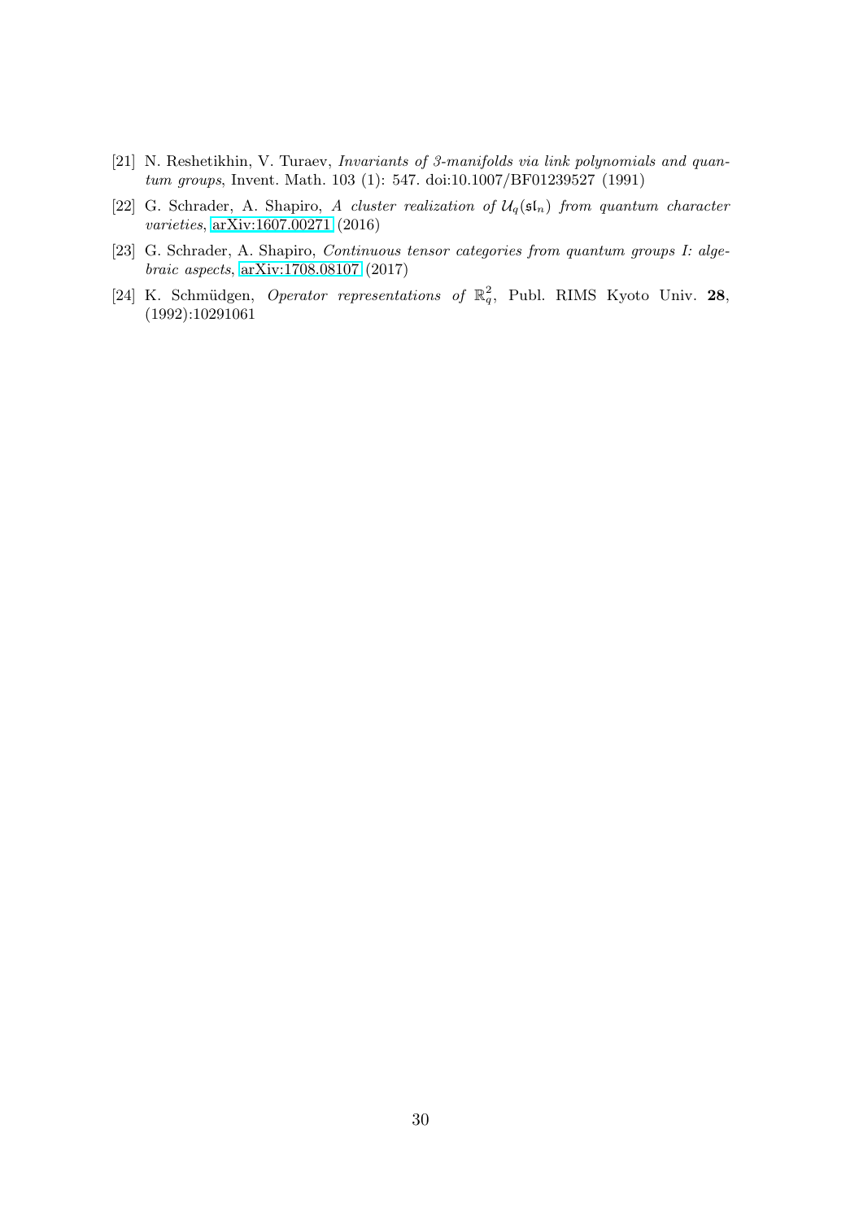[21] N. Reshetikhin, V. Turaev, *Invariants of 3-manifolds via link polynomials and quantum groups*, Invent. Math. 103 (1): 547. doi:10.1007/BF01239527 (1991)

[22] G. Schrader, A. Shapiro, *A cluster realization of $\mathcal{U}_q(\mathfrak{sl}_n)$ from quantum character varieties*, arXiv:1607.00271 (2016)

[23] G. Schrader, A. Shapiro, *Continuous tensor categories from quantum groups I: algebraic aspects*, arXiv:1708.08107 (2017)

[24] K. Schmüdgen, *Operator representations of $\mathbb{R}_q^2$*, Publ. RIMS Kyoto Univ. **28**, (1992):10291061